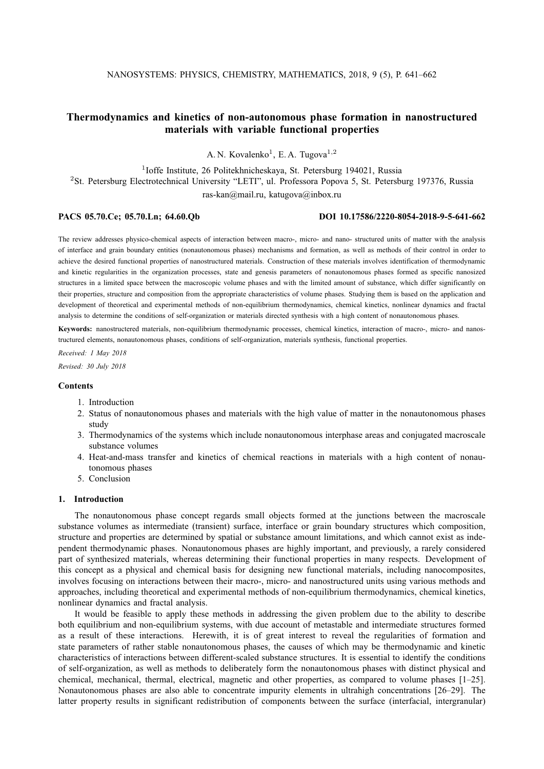# Thermodynamics and kinetics of non-autonomous phase formation in nanostructured materials with variable functional properties

A. N. Kovalenko[1], E. A. Tugova[1,2]

[1]Ioffe Institute, 26 Politekhnicheskaya, St. Petersburg 194021, Russia

[2]St. Petersburg Electrotechnical University "LETI", ul. Professora Popova 5, St. Petersburg 197376, Russia

ras-kan@mail.ru, katugova@inbox.ru

**PACS 05.70.Ce; 05.70.Ln; 64.60.Qb** **DOI 10.17586/2220-8054-2018-9-5-641-662**

The review addresses physico-chemical aspects of interaction between macro-, micro- and nano- structured units of matter with the analysis of interface and grain boundary entities (nonautonomous phases) mechanisms and formation, as well as methods of their control in order to achieve the desired functional properties of nanostructured materials. Construction of these materials involves identification of thermodynamic and kinetic regularities in the organization processes, state and genesis parameters of nonautonomous phases formed as specific nanosized structures in a limited space between the macroscopic volume phases and with the limited amount of substance, which differ significantly on their properties, structure and composition from the appropriate characteristics of volume phases. Studying them is based on the application and development of theoretical and experimental methods of non-equilibrium thermodynamics, chemical kinetics, nonlinear dynamics and fractal analysis to determine the conditions of self-organization or materials directed synthesis with a high content of nonautonomous phases.

**Keywords:** nanostructered materials, non-equilibrium thermodynamic processes, chemical kinetics, interaction of macro-, micro- and nanostructured elements, nonautonomous phases, conditions of self-organization, materials synthesis, functional properties.

*Received: 1 May 2018*

*Revised: 30 July 2018*

### Contents

1. Introduction
2. Status of nonautonomous phases and materials with the high value of matter in the nonautonomous phases study
3. Thermodynamics of the systems which include nonautonomous interphase areas and conjugated macroscale substance volumes
4. Heat-and-mass transfer and kinetics of chemical reactions in materials with a high content of nonautonomous phases
5. Conclusion

## 1. Introduction

The nonautonomous phase concept regards small objects formed at the junctions between the macroscale substance volumes as intermediate (transient) surface, interface or grain boundary structures which composition, structure and properties are determined by spatial or substance amount limitations, and which cannot exist as independent thermodynamic phases. Nonautonomous phases are highly important, and previously, a rarely considered part of synthesized materials, whereas determining their functional properties in many respects. Development of this concept as a physical and chemical basis for designing new functional materials, including nanocomposites, involves focusing on interactions between their macro-, micro- and nanostructured units using various methods and approaches, including theoretical and experimental methods of non-equilibrium thermodynamics, chemical kinetics, nonlinear dynamics and fractal analysis.

It would be feasible to apply these methods in addressing the given problem due to the ability to describe both equilibrium and non-equilibrium systems, with due account of metastable and intermediate structures formed as a result of these interactions. Herewith, it is of great interest to reveal the regularities of formation and state parameters of rather stable nonautonomous phases, the causes of which may be thermodynamic and kinetic characteristics of interactions between different-scaled substance structures. It is essential to identify the conditions of self-organization, as well as methods to deliberately form the nonautonomous phases with distinct physical and chemical, mechanical, thermal, electrical, magnetic and other properties, as compared to volume phases [1–25]. Nonautonomous phases are also able to concentrate impurity elements in ultrahigh concentrations [26–29]. The latter property results in significant redistribution of components between the surface (interfacial, intergranular)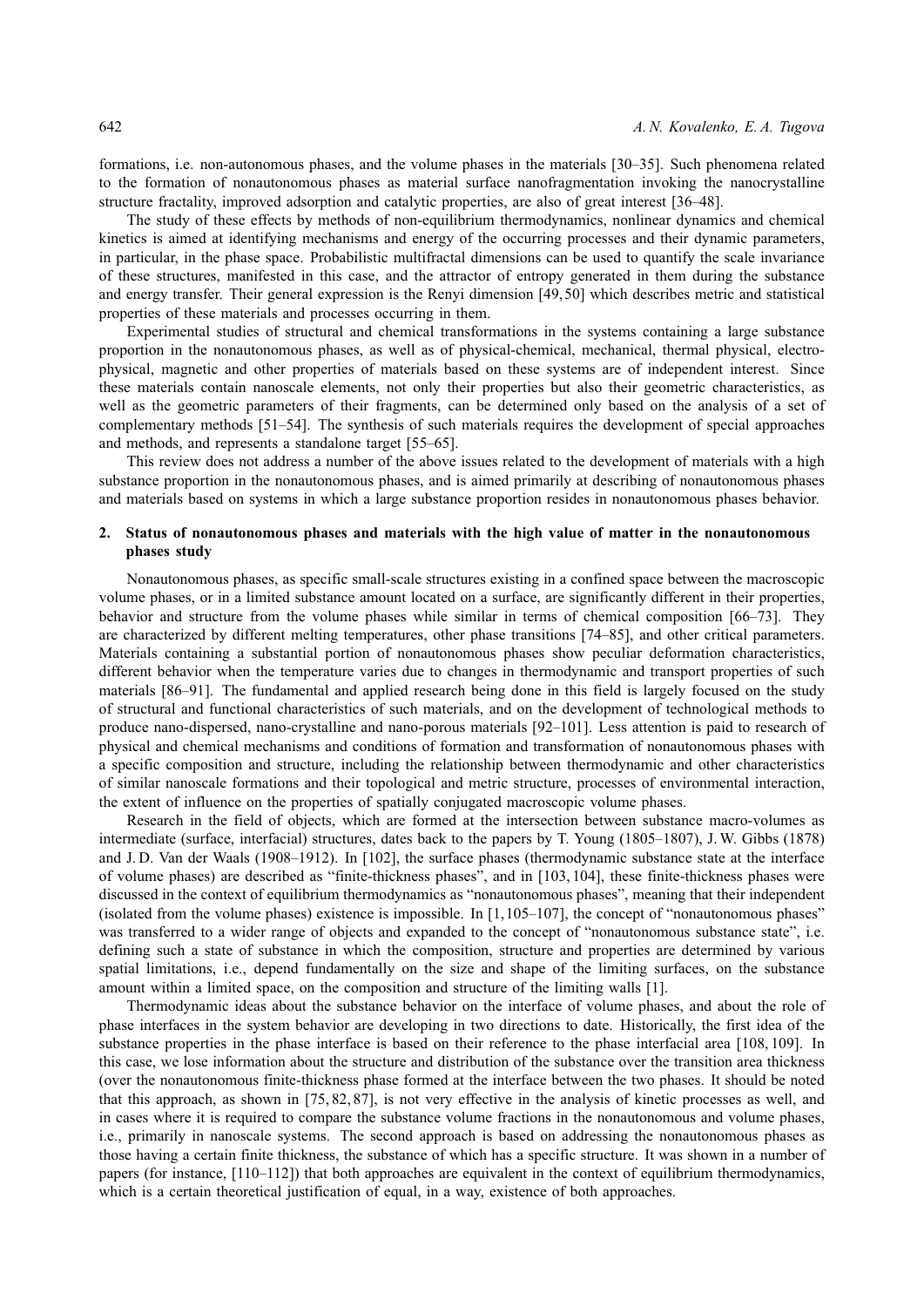formations, i.e. non-autonomous phases, and the volume phases in the materials [30–35]. Such phenomena related to the formation of nonautonomous phases as material surface nanofragmentation invoking the nanocrystalline structure fractality, improved adsorption and catalytic properties, are also of great interest [36–48].

The study of these effects by methods of non-equilibrium thermodynamics, nonlinear dynamics and chemical kinetics is aimed at identifying mechanisms and energy of the occurring processes and their dynamic parameters, in particular, in the phase space. Probabilistic multifractal dimensions can be used to quantify the scale invariance of these structures, manifested in this case, and the attractor of entropy generated in them during the substance and energy transfer. Their general expression is the Renyi dimension [49, 50] which describes metric and statistical properties of these materials and processes occurring in them.

Experimental studies of structural and chemical transformations in the systems containing a large substance proportion in the nonautonomous phases, as well as of physical-chemical, mechanical, thermal physical, electro-physical, magnetic and other properties of materials based on these systems are of independent interest. Since these materials contain nanoscale elements, not only their properties but also their geometric characteristics, as well as the geometric parameters of their fragments, can be determined only based on the analysis of a set of complementary methods [51–54]. The synthesis of such materials requires the development of special approaches and methods, and represents a standalone target [55–65].

This review does not address a number of the above issues related to the development of materials with a high substance proportion in the nonautonomous phases, and is aimed primarily at describing of nonautonomous phases and materials based on systems in which a large substance proportion resides in nonautonomous phases behavior.

## 2. Status of nonautonomous phases and materials with the high value of matter in the nonautonomous phases study

Nonautonomous phases, as specific small-scale structures existing in a confined space between the macroscopic volume phases, or in a limited substance amount located on a surface, are significantly different in their properties, behavior and structure from the volume phases while similar in terms of chemical composition [66–73]. They are characterized by different melting temperatures, other phase transitions [74–85], and other critical parameters. Materials containing a substantial portion of nonautonomous phases show peculiar deformation characteristics, different behavior when the temperature varies due to changes in thermodynamic and transport properties of such materials [86–91]. The fundamental and applied research being done in this field is largely focused on the study of structural and functional characteristics of such materials, and on the development of technological methods to produce nano-dispersed, nano-crystalline and nano-porous materials [92–101]. Less attention is paid to research of physical and chemical mechanisms and conditions of formation and transformation of nonautonomous phases with a specific composition and structure, including the relationship between thermodynamic and other characteristics of similar nanoscale formations and their topological and metric structure, processes of environmental interaction, the extent of influence on the properties of spatially conjugated macroscopic volume phases.

Research in the field of objects, which are formed at the intersection between substance macro-volumes as intermediate (surface, interfacial) structures, dates back to the papers by T. Young (1805–1807), J. W. Gibbs (1878) and J. D. Van der Waals (1908–1912). In [102], the surface phases (thermodynamic substance state at the interface of volume phases) are described as "finite-thickness phases", and in [103, 104], these finite-thickness phases were discussed in the context of equilibrium thermodynamics as "nonautonomous phases", meaning that their independent (isolated from the volume phases) existence is impossible. In [1, 105–107], the concept of "nonautonomous phases" was transferred to a wider range of objects and expanded to the concept of "nonautonomous substance state", i.e. defining such a state of substance in which the composition, structure and properties are determined by various spatial limitations, i.e., depend fundamentally on the size and shape of the limiting surfaces, on the substance amount within a limited space, on the composition and structure of the limiting walls [1].

Thermodynamic ideas about the substance behavior on the interface of volume phases, and about the role of phase interfaces in the system behavior are developing in two directions to date. Historically, the first idea of the substance properties in the phase interface is based on their reference to the phase interfacial area [108, 109]. In this case, we lose information about the structure and distribution of the substance over the transition area thickness (over the nonautonomous finite-thickness phase formed at the interface between the two phases. It should be noted that this approach, as shown in [75, 82, 87], is not very effective in the analysis of kinetic processes as well, and in cases where it is required to compare the substance volume fractions in the nonautonomous and volume phases, i.e., primarily in nanoscale systems. The second approach is based on addressing the nonautonomous phases as those having a certain finite thickness, the substance of which has a specific structure. It was shown in a number of papers (for instance, [110–112]) that both approaches are equivalent in the context of equilibrium thermodynamics, which is a certain theoretical justification of equal, in a way, existence of both approaches.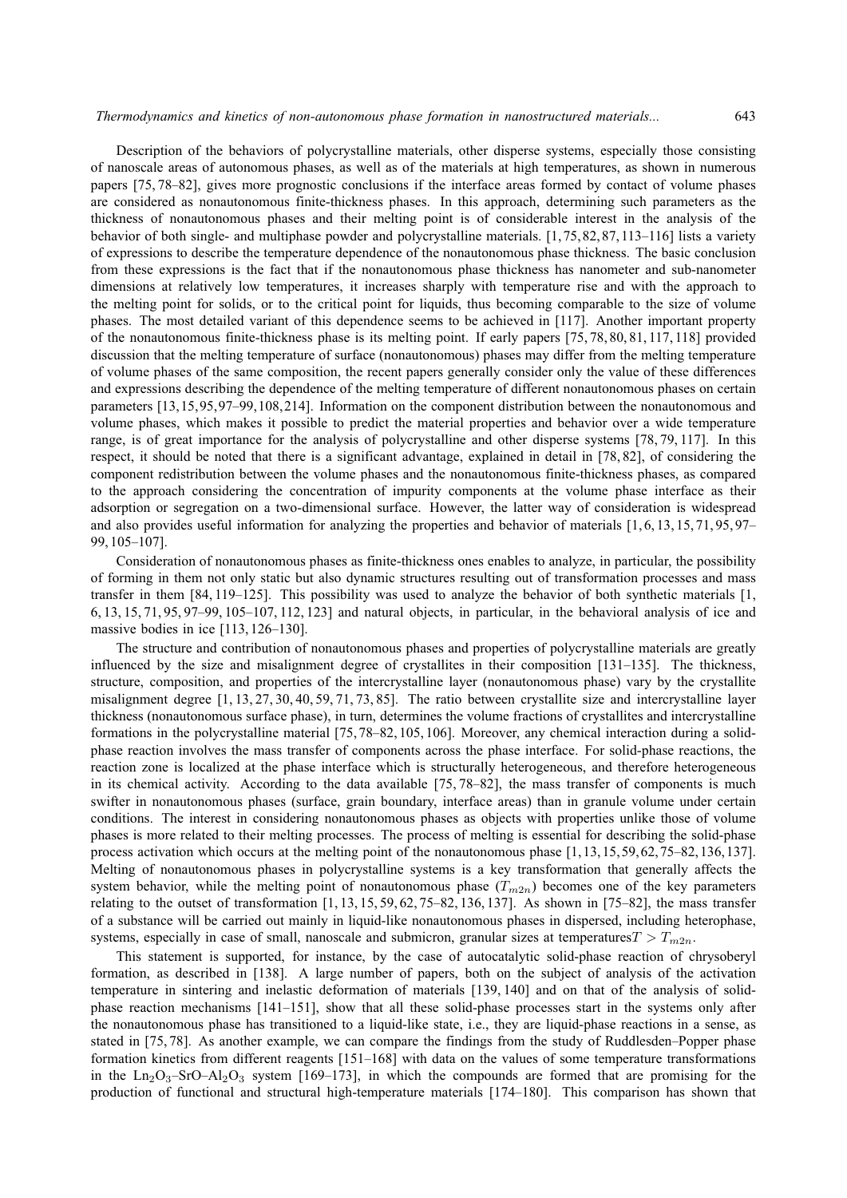Description of the behaviors of polycrystalline materials, other disperse systems, especially those consisting of nanoscale areas of autonomous phases, as well as of the materials at high temperatures, as shown in numerous papers [75, 78–82], gives more prognostic conclusions if the interface areas formed by contact of volume phases are considered as nonautonomous finite-thickness phases. In this approach, determining such parameters as the thickness of nonautonomous phases and their melting point is of considerable interest in the analysis of the behavior of both single- and multiphase powder and polycrystalline materials. [1, 75, 82, 87, 113–116] lists a variety of expressions to describe the temperature dependence of the nonautonomous phase thickness. The basic conclusion from these expressions is the fact that if the nonautonomous phase thickness has nanometer and sub-nanometer dimensions at relatively low temperatures, it increases sharply with temperature rise and with the approach to the melting point for solids, or to the critical point for liquids, thus becoming comparable to the size of volume phases. The most detailed variant of this dependence seems to be achieved in [117]. Another important property of the nonautonomous finite-thickness phase is its melting point. If early papers [75, 78, 80, 81, 117, 118] provided discussion that the melting temperature of surface (nonautonomous) phases may differ from the melting temperature of volume phases of the same composition, the recent papers generally consider only the value of these differences and expressions describing the dependence of the melting temperature of different nonautonomous phases on certain parameters [13, 15, 95, 97–99, 108, 214]. Information on the component distribution between the nonautonomous and volume phases, which makes it possible to predict the material properties and behavior over a wide temperature range, is of great importance for the analysis of polycrystalline and other disperse systems [78, 79, 117]. In this respect, it should be noted that there is a significant advantage, explained in detail in [78, 82], of considering the component redistribution between the volume phases and the nonautonomous finite-thickness phases, as compared to the approach considering the concentration of impurity components at the volume phase interface as their adsorption or segregation on a two-dimensional surface. However, the latter way of consideration is widespread and also provides useful information for analyzing the properties and behavior of materials [1, 6, 13, 15, 71, 95, 97–99, 105–107].

Consideration of nonautonomous phases as finite-thickness ones enables to analyze, in particular, the possibility of forming in them not only static but also dynamic structures resulting out of transformation processes and mass transfer in them [84, 119–125]. This possibility was used to analyze the behavior of both synthetic materials [1, 6, 13, 15, 71, 95, 97–99, 105–107, 112, 123] and natural objects, in particular, in the behavioral analysis of ice and massive bodies in ice [113, 126–130].

The structure and contribution of nonautonomous phases and properties of polycrystalline materials are greatly influenced by the size and misalignment degree of crystallites in their composition [131–135]. The thickness, structure, composition, and properties of the intercrystalline layer (nonautonomous phase) vary by the crystallite misalignment degree [1, 13, 27, 30, 40, 59, 71, 73, 85]. The ratio between crystallite size and intercrystalline layer thickness (nonautonomous surface phase), in turn, determines the volume fractions of crystallites and intercrystalline formations in the polycrystalline material [75, 78–82, 105, 106]. Moreover, any chemical interaction during a solid-phase reaction involves the mass transfer of components across the phase interface. For solid-phase reactions, the reaction zone is localized at the phase interface which is structurally heterogeneous, and therefore heterogeneous in its chemical activity. According to the data available [75, 78–82], the mass transfer of components is much swifter in nonautonomous phases (surface, grain boundary, interface areas) than in granule volume under certain conditions. The interest in considering nonautonomous phases as objects with properties unlike those of volume phases is more related to their melting processes. The process of melting is essential for describing the solid-phase process activation which occurs at the melting point of the nonautonomous phase [1, 13, 15, 59, 62, 75–82, 136, 137]. Melting of nonautonomous phases in polycrystalline systems is a key transformation that generally affects the system behavior, while the melting point of nonautonomous phase ($T_{m2n}$) becomes one of the key parameters relating to the outset of transformation [1, 13, 15, 59, 62, 75–82, 136, 137]. As shown in [75–82], the mass transfer of a substance will be carried out mainly in liquid-like nonautonomous phases in dispersed, including heterophase, systems, especially in case of small, nanoscale and submicron, granular sizes at temperatures $T > T_{m2n}$.

This statement is supported, for instance, by the case of autocatalytic solid-phase reaction of chrysoberyl formation, as described in [138]. A large number of papers, both on the subject of analysis of the activation temperature in sintering and inelastic deformation of materials [139, 140] and on that of the analysis of solid-phase reaction mechanisms [141–151], show that all these solid-phase processes start in the systems only after the nonautonomous phase has transitioned to a liquid-like state, i.e., they are liquid-phase reactions in a sense, as stated in [75, 78]. As another example, we can compare the findings from the study of Ruddlesden–Popper phase formation kinetics from different reagents [151–168] with data on the values of some temperature transformations in the $Ln_2O_3$–$SrO$–$Al_2O_3$ system [169–173], in which the compounds are formed that are promising for the production of functional and structural high-temperature materials [174–180]. This comparison has shown that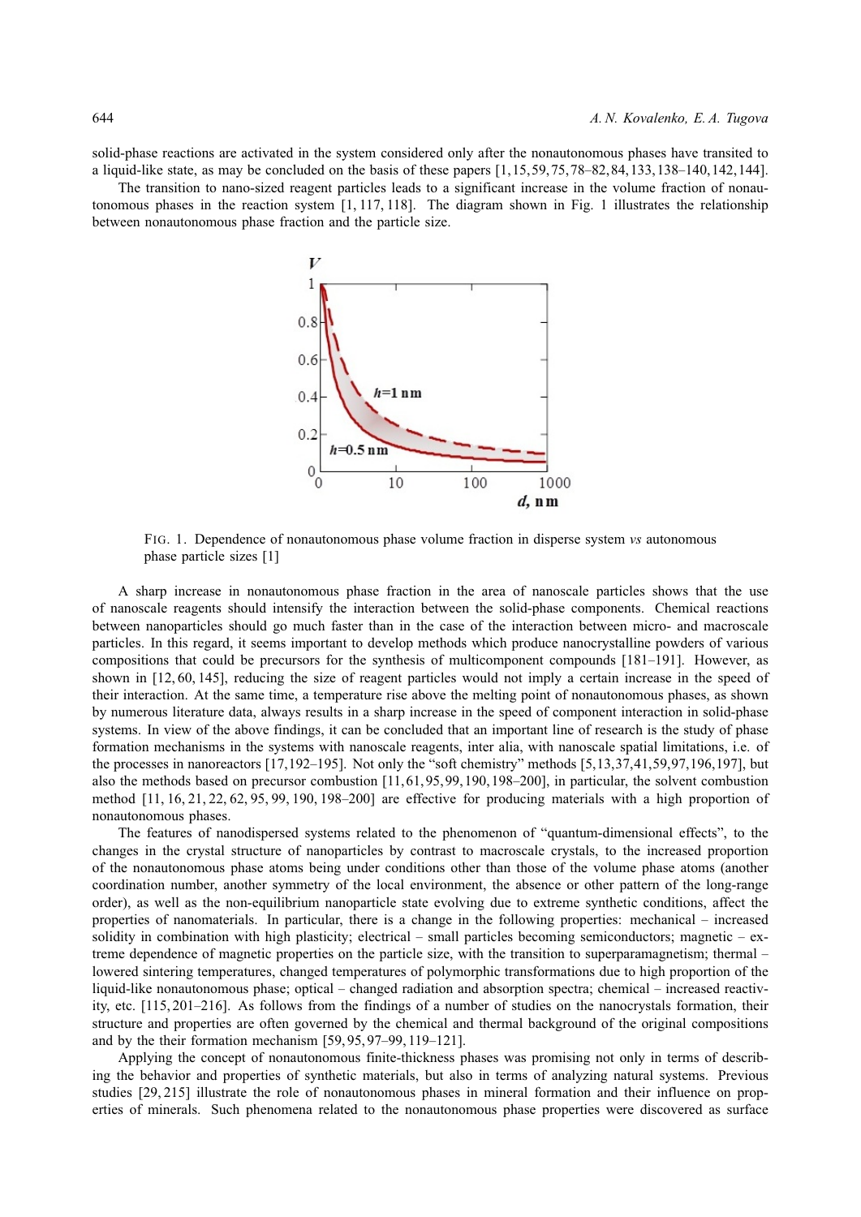solid-phase reactions are activated in the system considered only after the nonautonomous phases have transited to a liquid-like state, as may be concluded on the basis of these papers [1, 15, 59, 75, 78–82, 84, 133, 138–140, 142, 144].

The transition to nano-sized reagent particles leads to a significant increase in the volume fraction of nonautonomous phases in the reaction system [1, 117, 118]. The diagram shown in Fig. 1 illustrates the relationship between nonautonomous phase fraction and the particle size.

FIG. 1. Dependence of nonautonomous phase volume fraction in disperse system *vs* autonomous phase particle sizes [1]

A sharp increase in nonautonomous phase fraction in the area of nanoscale particles shows that the use of nanoscale reagents should intensify the interaction between the solid-phase components. Chemical reactions between nanoparticles should go much faster than in the case of the interaction between micro- and macroscale particles. In this regard, it seems important to develop methods which produce nanocrystalline powders of various compositions that could be precursors for the synthesis of multicomponent compounds [181–191]. However, as shown in [12, 60, 145], reducing the size of reagent particles would not imply a certain increase in the speed of their interaction. At the same time, a temperature rise above the melting point of nonautonomous phases, as shown by numerous literature data, always results in a sharp increase in the speed of component interaction in solid-phase systems. In view of the above findings, it can be concluded that an important line of research is the study of phase formation mechanisms in the systems with nanoscale reagents, inter alia, with nanoscale spatial limitations, i.e. of the processes in nanoreactors [17, 192–195]. Not only the "soft chemistry" methods [5, 13, 37, 41, 59, 97, 196, 197], but also the methods based on precursor combustion [11, 61, 95, 99, 190, 198–200], in particular, the solvent combustion method [11, 16, 21, 22, 62, 95, 99, 190, 198–200] are effective for producing materials with a high proportion of nonautonomous phases.

The features of nanodispersed systems related to the phenomenon of "quantum-dimensional effects", to the changes in the crystal structure of nanoparticles by contrast to macroscale crystals, to the increased proportion of the nonautonomous phase atoms being under conditions other than those of the volume phase atoms (another coordination number, another symmetry of the local environment, the absence or other pattern of the long-range order), as well as the non-equilibrium nanoparticle state evolving due to extreme synthetic conditions, affect the properties of nanomaterials. In particular, there is a change in the following properties: mechanical – increased solidity in combination with high plasticity; electrical – small particles becoming semiconductors; magnetic – extreme dependence of magnetic properties on the particle size, with the transition to superparamagnetism; thermal – lowered sintering temperatures, changed temperatures of polymorphic transformations due to high proportion of the liquid-like nonautonomous phase; optical – changed radiation and absorption spectra; chemical – increased reactivity, etc. [115, 201–216]. As follows from the findings of a number of studies on the nanocrystals formation, their structure and properties are often governed by the chemical and thermal background of the original compositions and by the their formation mechanism [59, 95, 97–99, 119–121].

Applying the concept of nonautonomous finite-thickness phases was promising not only in terms of describing the behavior and properties of synthetic materials, but also in terms of analyzing natural systems. Previous studies [29, 215] illustrate the role of nonautonomous phases in mineral formation and their influence on properties of minerals. Such phenomena related to the nonautonomous phase properties were discovered as surface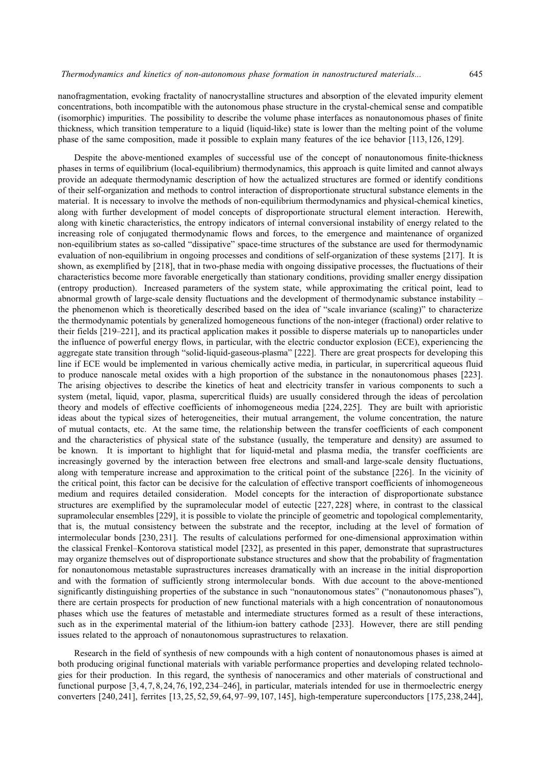nanofragmentation, evoking fractality of nanocrystalline structures and absorption of the elevated impurity element concentrations, both incompatible with the autonomous phase structure in the crystal-chemical sense and compatible (isomorphic) impurities. The possibility to describe the volume phase interfaces as nonautonomous phases of finite thickness, which transition temperature to a liquid (liquid-like) state is lower than the melting point of the volume phase of the same composition, made it possible to explain many features of the ice behavior [113, 126, 129].

Despite the above-mentioned examples of successful use of the concept of nonautonomous finite-thickness phases in terms of equilibrium (local-equilibrium) thermodynamics, this approach is quite limited and cannot always provide an adequate thermodynamic description of how the actualized structures are formed or identify conditions of their self-organization and methods to control interaction of disproportionate structural substance elements in the material. It is necessary to involve the methods of non-equilibrium thermodynamics and physical-chemical kinetics, along with further development of model concepts of disproportionate structural element interaction. Herewith, along with kinetic characteristics, the entropy indicators of internal conversional instability of energy related to the increasing role of conjugated thermodynamic flows and forces, to the emergence and maintenance of organized non-equilibrium states as so-called "dissipative" space-time structures of the substance are used for thermodynamic evaluation of non-equilibrium in ongoing processes and conditions of self-organization of these systems [217]. It is shown, as exemplified by [218], that in two-phase media with ongoing dissipative processes, the fluctuations of their characteristics become more favorable energetically than stationary conditions, providing smaller energy dissipation (entropy production). Increased parameters of the system state, while approximating the critical point, lead to abnormal growth of large-scale density fluctuations and the development of thermodynamic substance instability – the phenomenon which is theoretically described based on the idea of "scale invariance (scaling)" to characterize the thermodynamic potentials by generalized homogeneous functions of the non-integer (fractional) order relative to their fields [219–221], and its practical application makes it possible to disperse materials up to nanoparticles under the influence of powerful energy flows, in particular, with the electric conductor explosion (ECE), experiencing the aggregate state transition through "solid-liquid-gaseous-plasma" [222]. There are great prospects for developing this line if ECE would be implemented in various chemically active media, in particular, in supercritical aqueous fluid to produce nanoscale metal oxides with a high proportion of the substance in the nonautonomous phases [223]. The arising objectives to describe the kinetics of heat and electricity transfer in various components to such a system (metal, liquid, vapor, plasma, supercritical fluids) are usually considered through the ideas of percolation theory and models of effective coefficients of inhomogeneous media [224, 225]. They are built with aprioristic ideas about the typical sizes of heterogeneities, their mutual arrangement, the volume concentration, the nature of mutual contacts, etc. At the same time, the relationship between the transfer coefficients of each component and the characteristics of physical state of the substance (usually, the temperature and density) are assumed to be known. It is important to highlight that for liquid-metal and plasma media, the transfer coefficients are increasingly governed by the interaction between free electrons and small-and large-scale density fluctuations, along with temperature increase and approximation to the critical point of the substance [226]. In the vicinity of the critical point, this factor can be decisive for the calculation of effective transport coefficients of inhomogeneous medium and requires detailed consideration. Model concepts for the interaction of disproportionate substance structures are exemplified by the supramolecular model of eutectic [227, 228] where, in contrast to the classical supramolecular ensembles [229], it is possible to violate the principle of geometric and topological complementarity, that is, the mutual consistency between the substrate and the receptor, including at the level of formation of intermolecular bonds [230, 231]. The results of calculations performed for one-dimensional approximation within the classical Frenkel–Kontorova statistical model [232], as presented in this paper, demonstrate that suprastructures may organize themselves out of disproportionate substance structures and show that the probability of fragmentation for nonautonomous metastable suprastructures increases dramatically with an increase in the initial disproportion and with the formation of sufficiently strong intermolecular bonds. With due account to the above-mentioned significantly distinguishing properties of the substance in such "nonautonomous states" ("nonautonomous phases"), there are certain prospects for production of new functional materials with a high concentration of nonautonomous phases which use the features of metastable and intermediate structures formed as a result of these interactions, such as in the experimental material of the lithium-ion battery cathode [233]. However, there are still pending issues related to the approach of nonautonomous suprastructures to relaxation.

Research in the field of synthesis of new compounds with a high content of nonautonomous phases is aimed at both producing original functional materials with variable performance properties and developing related technologies for their production. In this regard, the synthesis of nanoceramics and other materials of constructional and functional purpose [3, 4, 7, 8, 24, 76, 192, 234–246], in particular, materials intended for use in thermoelectric energy converters [240, 241], ferrites [13, 25, 52, 59, 64, 97–99, 107, 145], high-temperature superconductors [175, 238, 244],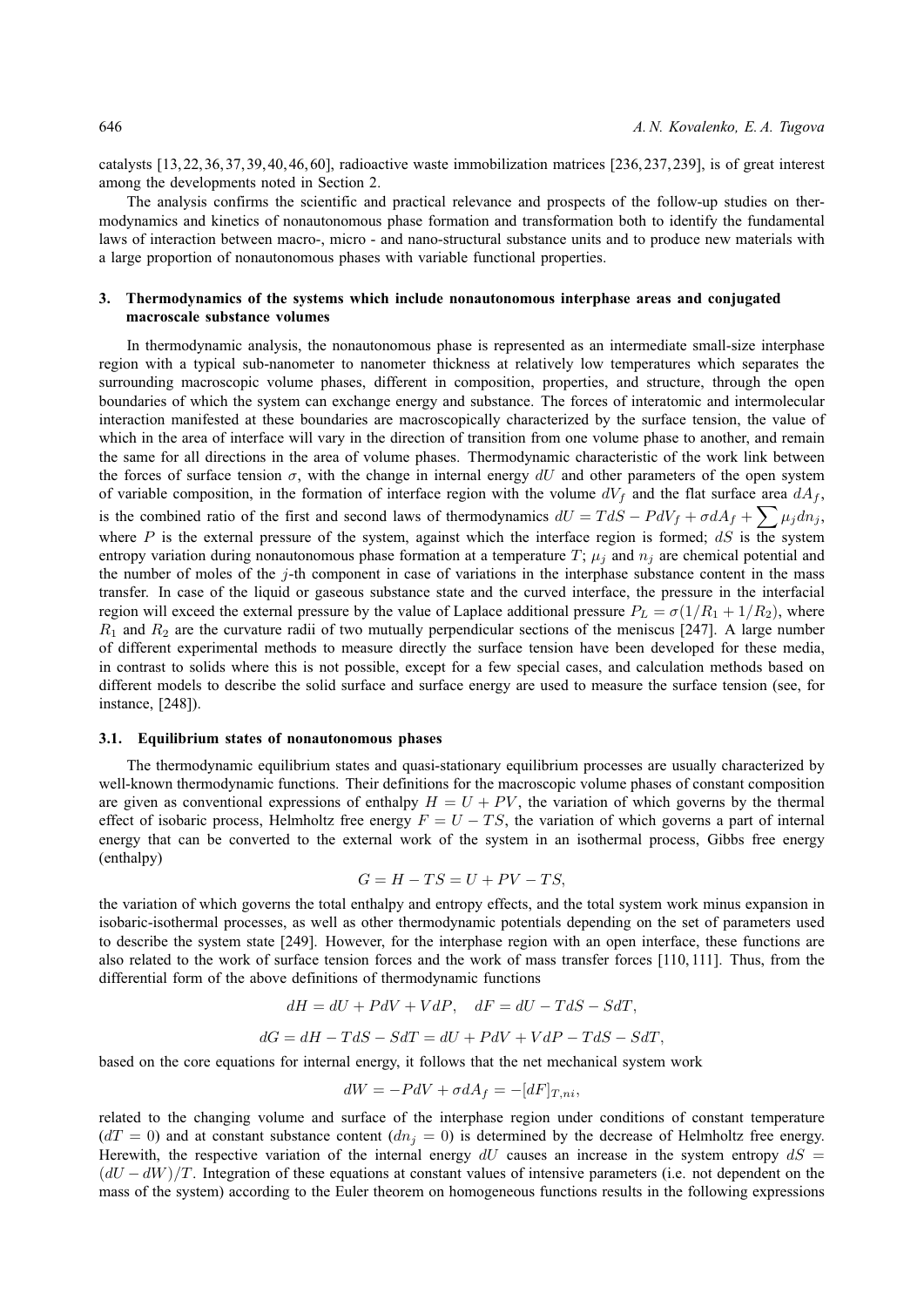catalysts [13, 22, 36, 37, 39, 40, 46, 60], radioactive waste immobilization matrices [236, 237, 239], is of great interest among the developments noted in Section 2.

The analysis confirms the scientific and practical relevance and prospects of the follow-up studies on thermodynamics and kinetics of nonautonomous phase formation and transformation both to identify the fundamental laws of interaction between macro-, micro - and nano-structural substance units and to produce new materials with a large proportion of nonautonomous phases with variable functional properties.

## 3. Thermodynamics of the systems which include nonautonomous interphase areas and conjugated macroscale substance volumes

In thermodynamic analysis, the nonautonomous phase is represented as an intermediate small-size interphase region with a typical sub-nanometer to nanometer thickness at relatively low temperatures which separates the surrounding macroscopic volume phases, different in composition, properties, and structure, through the open boundaries of which the system can exchange energy and substance. The forces of interatomic and intermolecular interaction manifested at these boundaries are macroscopically characterized by the surface tension, the value of which in the area of interface will vary in the direction of transition from one volume phase to another, and remain the same for all directions in the area of volume phases. Thermodynamic characteristic of the work link between the forces of surface tension $\sigma$, with the change in internal energy $dU$ and other parameters of the open system of variable composition, in the formation of interface region with the volume $dV_f$ and the flat surface area $dA_f$, is the combined ratio of the first and second laws of thermodynamics $dU = TdS - PdV_f + \sigma dA_f + \sum \mu_j dn_j$, where $P$ is the external pressure of the system, against which the interface region is formed; $dS$ is the system entropy variation during nonautonomous phase formation at a temperature $T$; $\mu_j$ and $n_j$ are chemical potential and the number of moles of the $j$-th component in case of variations in the interphase substance content in the mass transfer. In case of the liquid or gaseous substance state and the curved interface, the pressure in the interfacial region will exceed the external pressure by the value of Laplace additional pressure $P_L = \sigma(1/R_1 + 1/R_2)$, where $R_1$ and $R_2$ are the curvature radii of two mutually perpendicular sections of the meniscus [247]. A large number of different experimental methods to measure directly the surface tension have been developed for these media, in contrast to solids where this is not possible, except for a few special cases, and calculation methods based on different models to describe the solid surface and surface energy are used to measure the surface tension (see, for instance, [248]).

### 3.1. Equilibrium states of nonautonomous phases

The thermodynamic equilibrium states and quasi-stationary equilibrium processes are usually characterized by well-known thermodynamic functions. Their definitions for the macroscopic volume phases of constant composition are given as conventional expressions of enthalpy $H = U + PV$, the variation of which governs by the thermal effect of isobaric process, Helmholtz free energy $F = U - TS$, the variation of which governs a part of internal energy that can be converted to the external work of the system in an isothermal process, Gibbs free energy (enthalpy)

$$G = H - TS = U + PV - TS,$$

the variation of which governs the total enthalpy and entropy effects, and the total system work minus expansion in isobaric-isothermal processes, as well as other thermodynamic potentials depending on the set of parameters used to describe the system state [249]. However, for the interphase region with an open interface, these functions are also related to the work of surface tension forces and the work of mass transfer forces [110, 111]. Thus, from the differential form of the above definitions of thermodynamic functions

$$dH = dU + PdV + VdP, \quad dF = dU - TdS - SdT,$$

$$dG = dH - TdS - SdT = dU + PdV + VdP - TdS - SdT,$$

based on the core equations for internal energy, it follows that the net mechanical system work

$$dW = -PdV + \sigma dA_f = -[dF]_{T,ni},$$

related to the changing volume and surface of the interphase region under conditions of constant temperature ($dT = 0$) and at constant substance content ($dn_j = 0$) is determined by the decrease of Helmholtz free energy. Herewith, the respective variation of the internal energy $dU$ causes an increase in the system entropy $dS = (dU - dW)/T$. Integration of these equations at constant values of intensive parameters (i.e. not dependent on the mass of the system) according to the Euler theorem on homogeneous functions results in the following expressions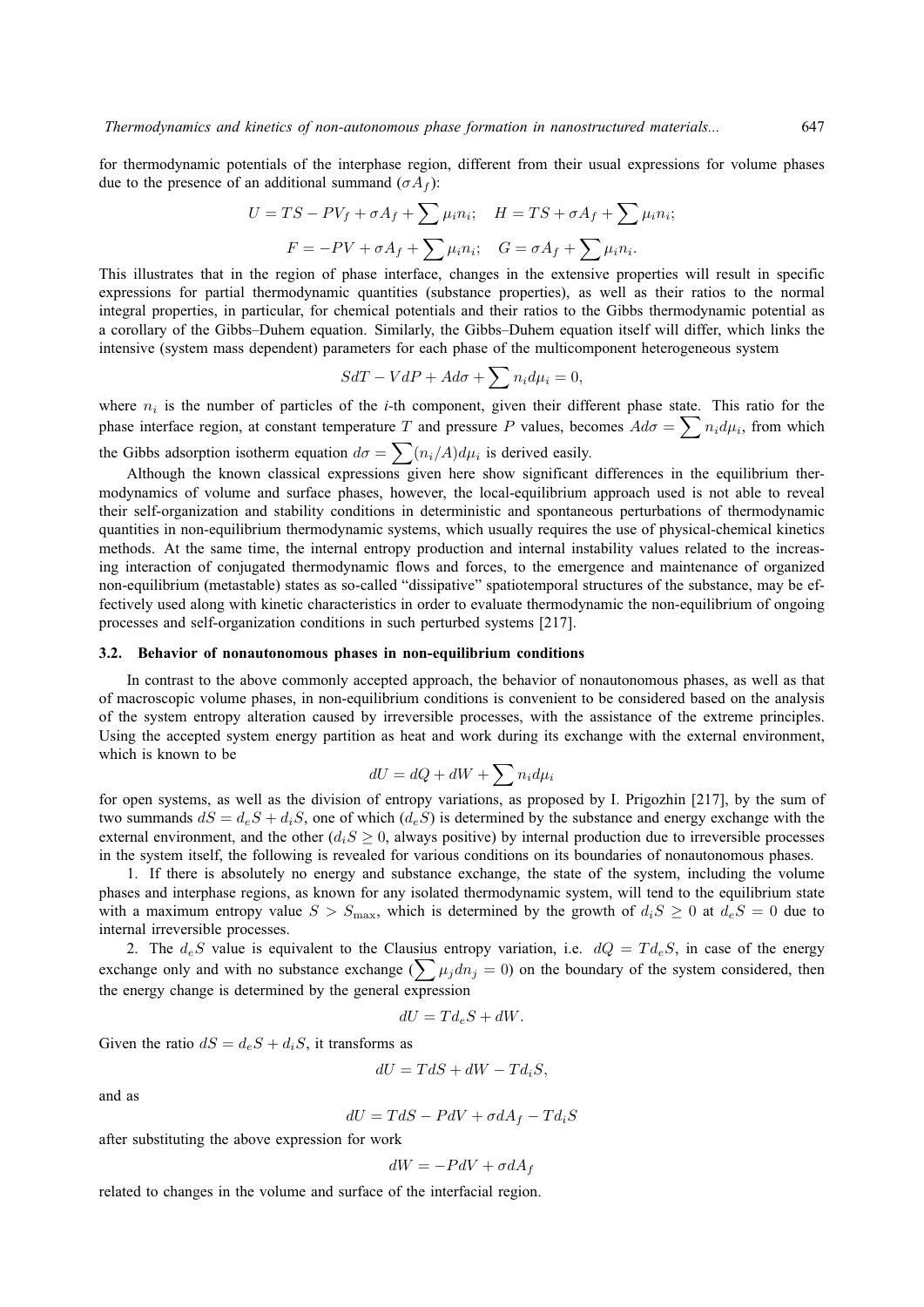for thermodynamic potentials of the interphase region, different from their usual expressions for volume phases due to the presence of an additional summand ($\sigma A_f$):

$$U = TS - PV_f + \sigma A_f + \sum \mu_i n_i; \quad H = TS + \sigma A_f + \sum \mu_i n_i;$$

$$F = -PV + \sigma A_f + \sum \mu_i n_i; \quad G = \sigma A_f + \sum \mu_i n_i.$$

This illustrates that in the region of phase interface, changes in the extensive properties will result in specific expressions for partial thermodynamic quantities (substance properties), as well as their ratios to the normal integral properties, in particular, for chemical potentials and their ratios to the Gibbs thermodynamic potential as a corollary of the Gibbs–Duhem equation. Similarly, the Gibbs–Duhem equation itself will differ, which links the intensive (system mass dependent) parameters for each phase of the multicomponent heterogeneous system

$$SdT - VdP + Ad\sigma + \sum n_i d\mu_i = 0,$$

where $n_i$ is the number of particles of the *i*-th component, given their different phase state. This ratio for the phase interface region, at constant temperature $T$ and pressure $P$ values, becomes $Ad\sigma = \sum n_i d\mu_i$, from which the Gibbs adsorption isotherm equation $d\sigma = \sum (n_i/A) d\mu_i$ is derived easily.

Although the known classical expressions given here show significant differences in the equilibrium thermodynamics of volume and surface phases, however, the local-equilibrium approach used is not able to reveal their self-organization and stability conditions in deterministic and spontaneous perturbations of thermodynamic quantities in non-equilibrium thermodynamic systems, which usually requires the use of physical-chemical kinetics methods. At the same time, the internal entropy production and internal instability values related to the increasing interaction of conjugated thermodynamic flows and forces, to the emergence and maintenance of organized non-equilibrium (metastable) states as so-called "dissipative" spatiotemporal structures of the substance, may be effectively used along with kinetic characteristics in order to evaluate thermodynamic the non-equilibrium of ongoing processes and self-organization conditions in such perturbed systems [217].

### 3.2. Behavior of nonautonomous phases in non-equilibrium conditions

In contrast to the above commonly accepted approach, the behavior of nonautonomous phases, as well as that of macroscopic volume phases, in non-equilibrium conditions is convenient to be considered based on the analysis of the system entropy alteration caused by irreversible processes, with the assistance of the extreme principles. Using the accepted system energy partition as heat and work during its exchange with the external environment, which is known to be

$$dU = dQ + dW + \sum n_i d\mu_i$$

for open systems, as well as the division of entropy variations, as proposed by I. Prigozhin [217], by the sum of two summands $dS = d_eS + d_iS$, one of which ($d_eS$) is determined by the substance and energy exchange with the external environment, and the other ($d_iS \geq 0$, always positive) by internal production due to irreversible processes in the system itself, the following is revealed for various conditions on its boundaries of nonautonomous phases.

1. If there is absolutely no energy and substance exchange, the state of the system, including the volume phases and interphase regions, as known for any isolated thermodynamic system, will tend to the equilibrium state with a maximum entropy value $S > S_{\max}$, which is determined by the growth of $d_iS \geq 0$ at $d_eS = 0$ due to internal irreversible processes.

2. The $d_eS$ value is equivalent to the Clausius entropy variation, i.e. $dQ = Td_eS$, in case of the energy exchange only and with no substance exchange ($\sum \mu_j dn_j = 0$) on the boundary of the system considered, then the energy change is determined by the general expression

$$dU = Td_eS + dW.$$

Given the ratio $dS = d_eS + d_iS$, it transforms as

$$dU = TdS + dW - Td_iS,$$

and as

$$dU = TdS - PdV + \sigma dA_f - Td_iS$$

after substituting the above expression for work

$$dW = -PdV + \sigma dA_f$$

related to changes in the volume and surface of the interfacial region.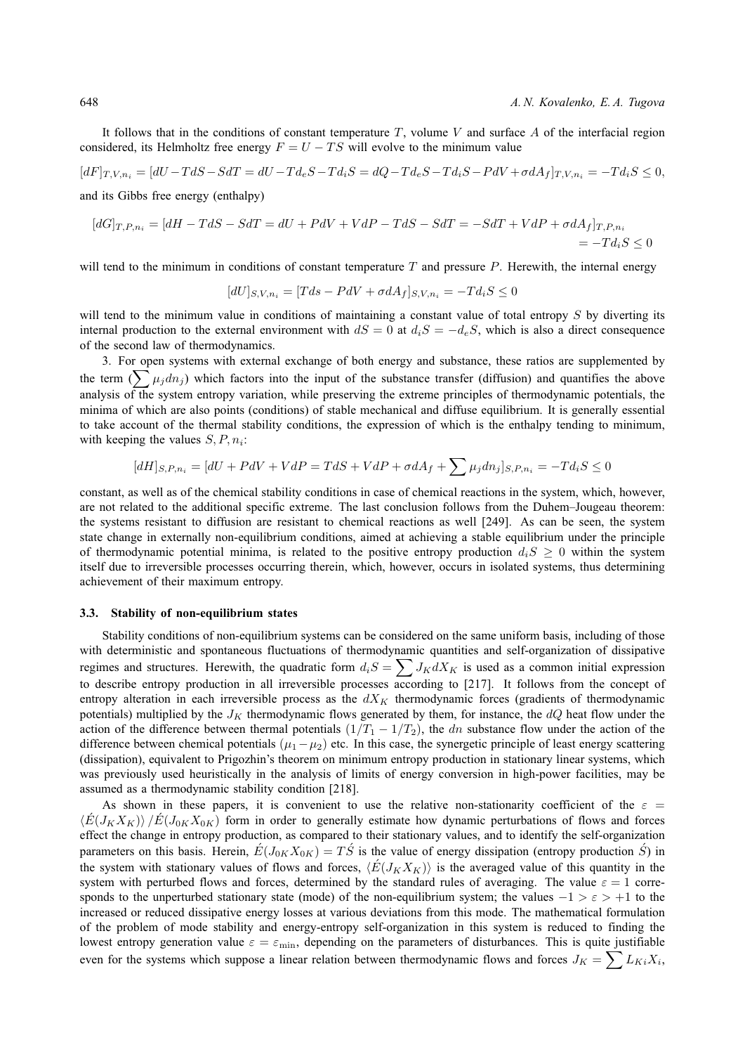It follows that in the conditions of constant temperature $T$, volume $V$ and surface $A$ of the interfacial region considered, its Helmholtz free energy $F = U - TS$ will evolve to the minimum value

$$[dF]_{T,V,n_i} = [dU - TdS - SdT = dU - Td_eS - Td_iS = dQ - Td_eS - Td_iS - PdV + \sigma dA_f]_{T,V,n_i} = -Td_iS \leq 0,$$

and its Gibbs free energy (enthalpy)

$$[dG]_{T,P,n_i} = [dH - TdS - SdT = dU + PdV + VdP - TdS - SdT = -SdT + VdP + \sigma dA_f]_{T,P,n_i} = -Td_iS \leq 0$$

will tend to the minimum in conditions of constant temperature $T$ and pressure $P$. Herewith, the internal energy

$$[dU]_{S,V,n_i} = [Tds - PdV + \sigma dA_f]_{S,V,n_i} = -Td_iS \leq 0$$

will tend to the minimum value in conditions of maintaining a constant value of total entropy $S$ by diverting its internal production to the external environment with $dS = 0$ at $d_iS = -d_eS$, which is also a direct consequence of the second law of thermodynamics.

3. For open systems with external exchange of both energy and substance, these ratios are supplemented by the term ($\sum \mu_j dn_j$) which factors into the input of the substance transfer (diffusion) and quantifies the above analysis of the system entropy variation, while preserving the extreme principles of thermodynamic potentials, the minima of which are also points (conditions) of stable mechanical and diffuse equilibrium. It is generally essential to take account of the thermal stability conditions, the expression of which is the enthalpy tending to minimum, with keeping the values $S, P, n_i$:

$$[dH]_{S,P,n_i} = [dU + PdV + VdP = TdS + VdP + \sigma dA_f + \sum \mu_j dn_j]_{S,P,n_i} = -Td_iS \leq 0$$

constant, as well as of the chemical stability conditions in case of chemical reactions in the system, which, however, are not related to the additional specific extreme. The last conclusion follows from the Duhem–Jougeau theorem: the systems resistant to diffusion are resistant to chemical reactions as well [249]. As can be seen, the system state change in externally non-equilibrium conditions, aimed at achieving a stable equilibrium under the principle of thermodynamic potential minima, is related to the positive entropy production $d_iS \geq 0$ within the system itself due to irreversible processes occurring therein, which, however, occurs in isolated systems, thus determining achievement of their maximum entropy.

### 3.3. Stability of non-equilibrium states

Stability conditions of non-equilibrium systems can be considered on the same uniform basis, including of those with deterministic and spontaneous fluctuations of thermodynamic quantities and self-organization of dissipative regimes and structures. Herewith, the quadratic form $d_iS = \sum J_K dX_K$ is used as a common initial expression to describe entropy production in all irreversible processes according to [217]. It follows from the concept of entropy alteration in each irreversible process as the $dX_K$ thermodynamic forces (gradients of thermodynamic potentials) multiplied by the $J_K$ thermodynamic flows generated by them, for instance, the $dQ$ heat flow under the action of the difference between thermal potentials $(1/T_1 - 1/T_2)$, the $dn$ substance flow under the action of the difference between chemical potentials $(\mu_1 - \mu_2)$ etc. In this case, the synergetic principle of least energy scattering (dissipation), equivalent to Prigozhin's theorem on minimum entropy production in stationary linear systems, which was previously used heuristically in the analysis of limits of energy conversion in high-power facilities, may be assumed as a thermodynamic stability condition [218].

As shown in these papers, it is convenient to use the relative non-stationarity coefficient of the $\varepsilon = \langle \acute{E}(J_K X_K) \rangle / \acute{E}(J_{0K} X_{0K})$ form in order to generally estimate how dynamic perturbations of flows and forces effect the change in entropy production, as compared to their stationary values, and to identify the self-organization parameters on this basis. Herein, $\acute{E}(J_{0K} X_{0K}) = T\acute{S}$ is the value of energy dissipation (entropy production $\acute{S}$) in the system with stationary values of flows and forces, $\langle \acute{E}(J_K X_K) \rangle$ is the averaged value of this quantity in the system with perturbed flows and forces, determined by the standard rules of averaging. The value $\varepsilon = 1$ corresponds to the unperturbed stationary state (mode) of the non-equilibrium system; the values $-1 > \varepsilon > +1$ to the increased or reduced dissipative energy losses at various deviations from this mode. The mathematical formulation of the problem of mode stability and energy-entropy self-organization in this system is reduced to finding the lowest entropy generation value $\varepsilon = \varepsilon_{\min}$, depending on the parameters of disturbances. This is quite justifiable even for the systems which suppose a linear relation between thermodynamic flows and forces $J_K = \sum L_{Ki} X_i$,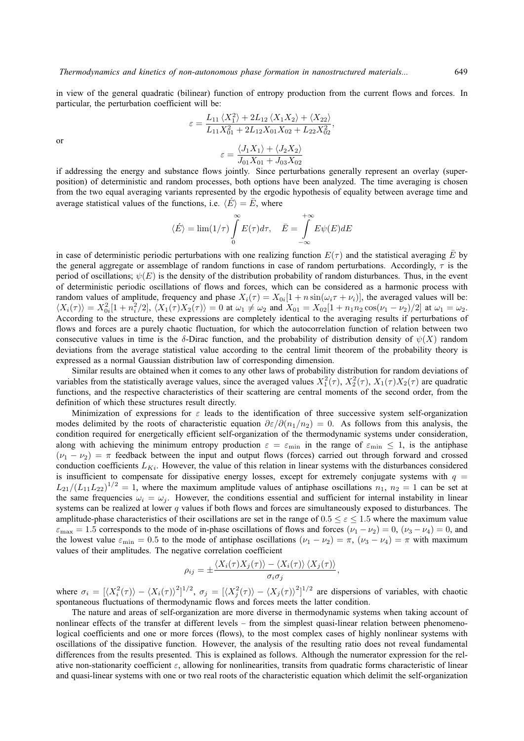in view of the general quadratic (bilinear) function of entropy production from the current flows and forces. In particular, the perturbation coefficient will be:

$$\varepsilon = \frac{L_{11}\langle X_1^2\rangle + 2L_{12}\langle X_1 X_2\rangle + \langle X_{22}\rangle}{L_{11}X_{01}^2 + 2L_{12}X_{01}X_{02} + L_{22}X_{02}^2},$$

or

$$\varepsilon = \frac{\langle J_1 X_1\rangle + \langle J_2 X_2\rangle}{J_{01}X_{01} + J_{03}X_{02}}$$

if addressing the energy and substance flows jointly. Since perturbations generally represent an overlay (superposition) of deterministic and random processes, both options have been analyzed. The time averaging is chosen from the two equal averaging variants represented by the ergodic hypothesis of equality between average time and average statistical values of the functions, i.e. $\langle \acute{E}\rangle = \bar{E}$, where

$$\langle \acute{E}\rangle = \lim(1/\tau)\int_0^{\infty} E(\tau)d\tau, \quad \bar{E} = \int_{-\infty}^{+\infty} E\psi(E)dE$$

in case of deterministic periodic perturbations with one realizing function $E(\tau)$ and the statistical averaging $\bar{E}$ by the general aggregate or assemblage of random functions in case of random perturbations. Accordingly, $\tau$ is the period of oscillations; $\psi(E)$ is the density of the distribution probability of random disturbances. Thus, in the event of deterministic periodic oscillations of flows and forces, which can be considered as a harmonic process with random values of amplitude, frequency and phase $X_i(\tau) = X_{0i}[1 + n\sin(\omega_i\tau + \nu_i)]$, the averaged values will be: $\langle X_i(\tau)\rangle = X_{0i}^2[1 + n_i^2/2]$, $\langle X_1(\tau)X_2(\tau)\rangle = 0$ at $\omega_1 \neq \omega_2$ and $X_{01} = X_{02}[1 + n_1 n_2\cos(\nu_1 - \nu_2)/2]$ at $\omega_1 = \omega_2$. According to the structure, these expressions are completely identical to the averaging results if perturbations of flows and forces are a purely chaotic fluctuation, for which the autocorrelation function of relation between two consecutive values in time is the $\delta$-Dirac function, and the probability of distribution density of $\psi(X)$ random deviations from the average statistical value according to the central limit theorem of the probability theory is expressed as a normal Gaussian distribution law of corresponding dimension.

Similar results are obtained when it comes to any other laws of probability distribution for random deviations of variables from the statistically average values, since the averaged values $X_1^2(\tau)$, $X_2^2(\tau)$, $X_1(\tau)X_2(\tau)$ are quadratic functions, and the respective characteristics of their scattering are central moments of the second order, from the definition of which these structures result directly.

Minimization of expressions for $\varepsilon$ leads to the identification of three successive system self-organization modes delimited by the roots of characteristic equation $\partial\varepsilon/\partial(n_1/n_2) = 0$. As follows from this analysis, the condition required for energetically efficient self-organization of the thermodynamic systems under consideration, along with achieving the minimum entropy production $\varepsilon = \varepsilon_{\min}$ in the range of $\varepsilon_{\min} \leq 1$, is the antiphase $(\nu_1 - \nu_2) = \pi$ feedback between the input and output flows (forces) carried out through forward and crossed conduction coefficients $L_{Ki}$. However, the value of this relation in linear systems with the disturbances considered is insufficient to compensate for dissipative energy losses, except for extremely conjugate systems with $q = L_{21}/(L_{11}L_{22})^{1/2} = 1$, where the maximum amplitude values of antiphase oscillations $n_1$, $n_2 = 1$ can be set at the same frequencies $\omega_i = \omega_j$. However, the conditions essential and sufficient for internal instability in linear systems can be realized at lower $q$ values if both flows and forces are simultaneously exposed to disturbances. The amplitude-phase characteristics of their oscillations are set in the range of $0.5 \leq \varepsilon \leq 1.5$ where the maximum value $\varepsilon_{\max} = 1.5$ corresponds to the mode of in-phase oscillations of flows and forces $(\nu_1 - \nu_2) = 0$, $(\nu_3 - \nu_4) = 0$, and the lowest value $\varepsilon_{\min} = 0.5$ to the mode of antiphase oscillations $(\nu_1 - \nu_2) = \pi$, $(\nu_3 - \nu_4) = \pi$ with maximum values of their amplitudes. The negative correlation coefficient

$$\rho_{ij} = \pm\frac{\langle X_i(\tau)X_j(\tau)\rangle - \langle X_i(\tau)\rangle\langle X_j(\tau)\rangle}{\sigma_i\sigma_j},$$

where $\sigma_i = [\langle X_i^2(\tau)\rangle - \langle X_i(\tau)\rangle^2]^{1/2}$, $\sigma_j = [\langle X_j^2(\tau)\rangle - \langle X_j(\tau)\rangle^2]^{1/2}$ are dispersions of variables, with chaotic spontaneous fluctuations of thermodynamic flows and forces meets the latter condition.

The nature and areas of self-organization are more diverse in thermodynamic systems when taking account of nonlinear effects of the transfer at different levels – from the simplest quasi-linear relation between phenomenological coefficients and one or more forces (flows), to the most complex cases of highly nonlinear systems with oscillations of the dissipative function. However, the analysis of the resulting ratio does not reveal fundamental differences from the results presented. This is explained as follows. Although the numerator expression for the relative non-stationarity coefficient $\varepsilon$, allowing for nonlinearities, transits from quadratic forms characteristic of linear and quasi-linear systems with one or two real roots of the characteristic equation which delimit the self-organization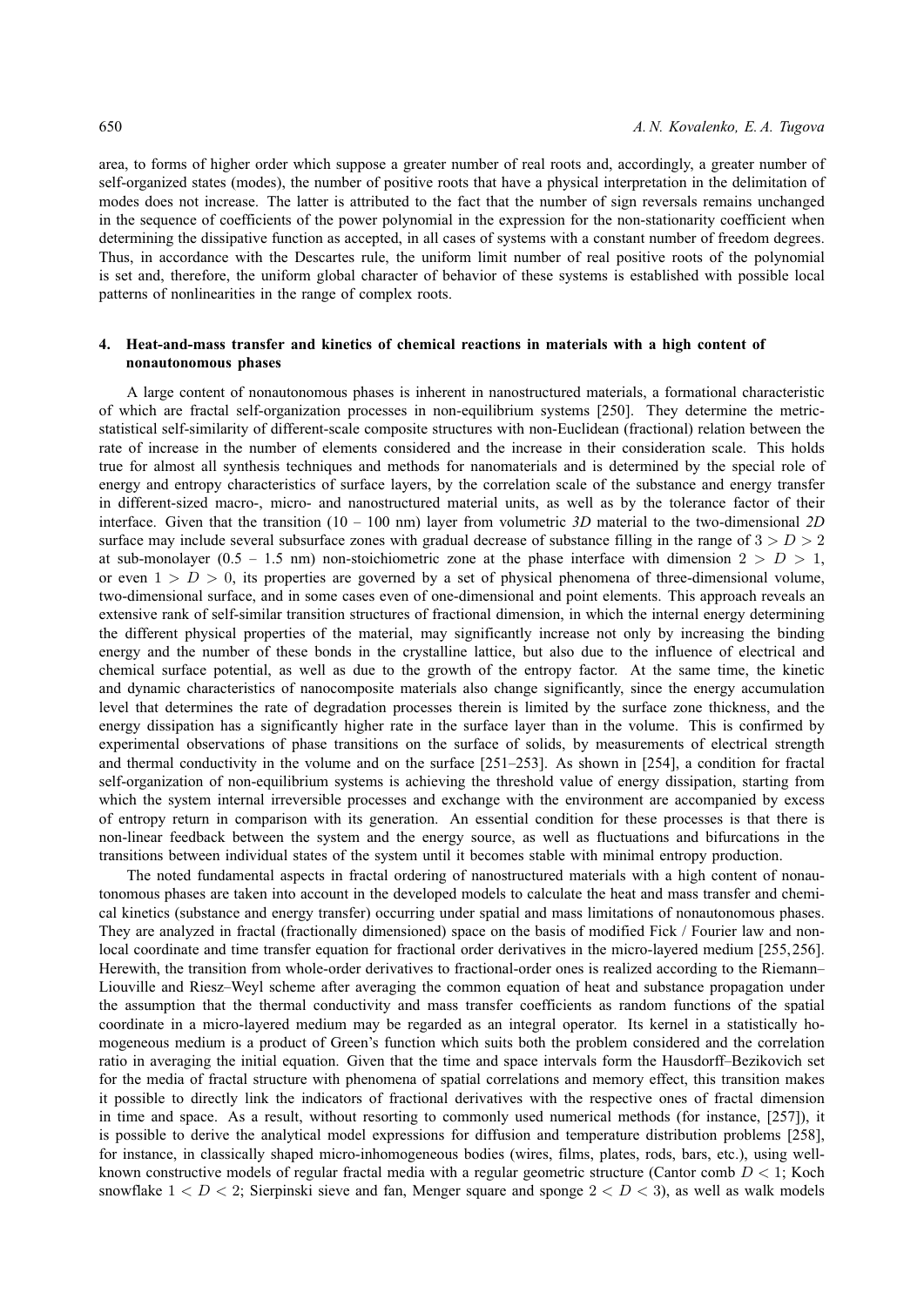area, to forms of higher order which suppose a greater number of real roots and, accordingly, a greater number of self-organized states (modes), the number of positive roots that have a physical interpretation in the delimitation of modes does not increase. The latter is attributed to the fact that the number of sign reversals remains unchanged in the sequence of coefficients of the power polynomial in the expression for the non-stationarity coefficient when determining the dissipative function as accepted, in all cases of systems with a constant number of freedom degrees. Thus, in accordance with the Descartes rule, the uniform limit number of real positive roots of the polynomial is set and, therefore, the uniform global character of behavior of these systems is established with possible local patterns of nonlinearities in the range of complex roots.

## 4. Heat-and-mass transfer and kinetics of chemical reactions in materials with a high content of nonautonomous phases

A large content of nonautonomous phases is inherent in nanostructured materials, a formational characteristic of which are fractal self-organization processes in non-equilibrium systems [250]. They determine the metric-statistical self-similarity of different-scale composite structures with non-Euclidean (fractional) relation between the rate of increase in the number of elements considered and the increase in their consideration scale. This holds true for almost all synthesis techniques and methods for nanomaterials and is determined by the special role of energy and entropy characteristics of surface layers, by the correlation scale of the substance and energy transfer in different-sized macro-, micro- and nanostructured material units, as well as by the tolerance factor of their interface. Given that the transition (10 – 100 nm) layer from volumetric *3D* material to the two-dimensional *2D* surface may include several subsurface zones with gradual decrease of substance filling in the range of $3 > D > 2$ at sub-monolayer (0.5 – 1.5 nm) non-stoichiometric zone at the phase interface with dimension $2 > D > 1$, or even $1 > D > 0$, its properties are governed by a set of physical phenomena of three-dimensional volume, two-dimensional surface, and in some cases even of one-dimensional and point elements. This approach reveals an extensive rank of self-similar transition structures of fractional dimension, in which the internal energy determining the different physical properties of the material, may significantly increase not only by increasing the binding energy and the number of these bonds in the crystalline lattice, but also due to the influence of electrical and chemical surface potential, as well as due to the growth of the entropy factor. At the same time, the kinetic and dynamic characteristics of nanocomposite materials also change significantly, since the energy accumulation level that determines the rate of degradation processes therein is limited by the surface zone thickness, and the energy dissipation has a significantly higher rate in the surface layer than in the volume. This is confirmed by experimental observations of phase transitions on the surface of solids, by measurements of electrical strength and thermal conductivity in the volume and on the surface [251–253]. As shown in [254], a condition for fractal self-organization of non-equilibrium systems is achieving the threshold value of energy dissipation, starting from which the system internal irreversible processes and exchange with the environment are accompanied by excess of entropy return in comparison with its generation. An essential condition for these processes is that there is non-linear feedback between the system and the energy source, as well as fluctuations and bifurcations in the transitions between individual states of the system until it becomes stable with minimal entropy production.

The noted fundamental aspects in fractal ordering of nanostructured materials with a high content of nonautonomous phases are taken into account in the developed models to calculate the heat and mass transfer and chemical kinetics (substance and energy transfer) occurring under spatial and mass limitations of nonautonomous phases. They are analyzed in fractal (fractionally dimensioned) space on the basis of modified Fick / Fourier law and nonlocal coordinate and time transfer equation for fractional order derivatives in the micro-layered medium [255,256]. Herewith, the transition from whole-order derivatives to fractional-order ones is realized according to the Riemann–Liouville and Riesz–Weyl scheme after averaging the common equation of heat and substance propagation under the assumption that the thermal conductivity and mass transfer coefficients as random functions of the spatial coordinate in a micro-layered medium may be regarded as an integral operator. Its kernel in a statistically homogeneous medium is a product of Green's function which suits both the problem considered and the correlation ratio in averaging the initial equation. Given that the time and space intervals form the Hausdorff–Bezikovich set for the media of fractal structure with phenomena of spatial correlations and memory effect, this transition makes it possible to directly link the indicators of fractional derivatives with the respective ones of fractal dimension in time and space. As a result, without resorting to commonly used numerical methods (for instance, [257]), it is possible to derive the analytical model expressions for diffusion and temperature distribution problems [258], for instance, in classically shaped micro-inhomogeneous bodies (wires, films, plates, rods, bars, etc.), using well-known constructive models of regular fractal media with a regular geometric structure (Cantor comb $D < 1$; Koch snowflake $1 < D < 2$; Sierpinski sieve and fan, Menger square and sponge $2 < D < 3$), as well as walk models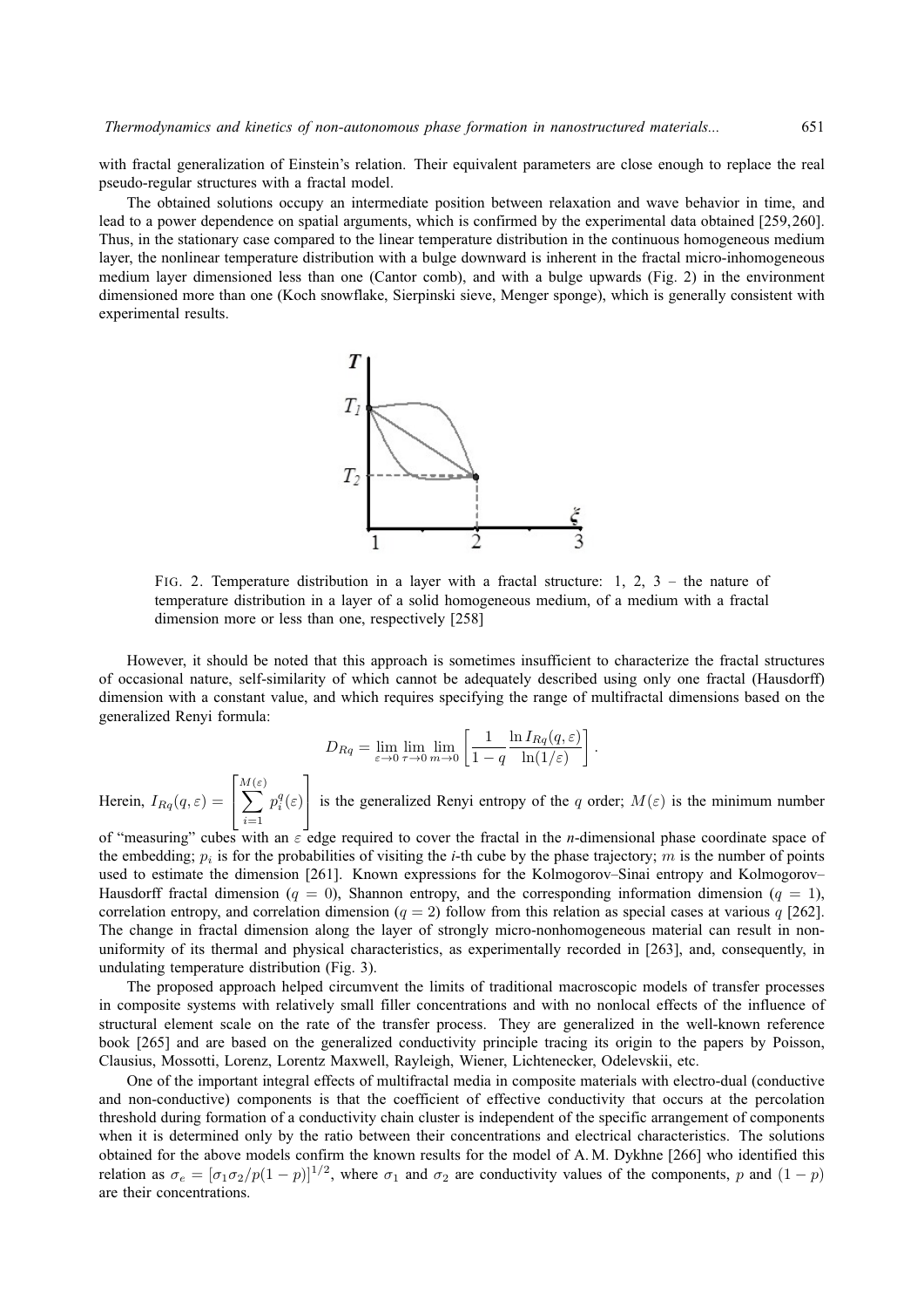with fractal generalization of Einstein's relation. Their equivalent parameters are close enough to replace the real pseudo-regular structures with a fractal model.

The obtained solutions occupy an intermediate position between relaxation and wave behavior in time, and lead to a power dependence on spatial arguments, which is confirmed by the experimental data obtained [259,260]. Thus, in the stationary case compared to the linear temperature distribution in the continuous homogeneous medium layer, the nonlinear temperature distribution with a bulge downward is inherent in the fractal micro-inhomogeneous medium layer dimensioned less than one (Cantor comb), and with a bulge upwards (Fig. 2) in the environment dimensioned more than one (Koch snowflake, Sierpinski sieve, Menger sponge), which is generally consistent with experimental results.

FIG. 2. Temperature distribution in a layer with a fractal structure: 1, 2, 3 – the nature of temperature distribution in a layer of a solid homogeneous medium, of a medium with a fractal dimension more or less than one, respectively [258]

However, it should be noted that this approach is sometimes insufficient to characterize the fractal structures of occasional nature, self-similarity of which cannot be adequately described using only one fractal (Hausdorff) dimension with a constant value, and which requires specifying the range of multifractal dimensions based on the generalized Renyi formula:

$$D_{Rq} = \lim_{\varepsilon \to 0} \lim_{\tau \to 0} \lim_{m \to 0} \left[ \frac{1}{1-q} \frac{\ln I_{Rq}(q, \varepsilon)}{\ln(1/\varepsilon)} \right].$$

Herein, $I_{Rq}(q,\varepsilon) = \left[ \sum_{i=1}^{M(\varepsilon)} p_i^q(\varepsilon) \right]$ is the generalized Renyi entropy of the $q$ order; $M(\varepsilon)$ is the minimum number of "measuring" cubes with an $\varepsilon$ edge required to cover the fractal in the $n$-dimensional phase coordinate space of the embedding; $p_i$ is for the probabilities of visiting the $i$-th cube by the phase trajectory; $m$ is the number of points used to estimate the dimension [261]. Known expressions for the Kolmogorov–Sinai entropy and Kolmogorov–Hausdorff fractal dimension ($q = 0$), Shannon entropy, and the corresponding information dimension ($q = 1$), correlation entropy, and correlation dimension ($q = 2$) follow from this relation as special cases at various $q$ [262]. The change in fractal dimension along the layer of strongly micro-nonhomogeneous material can result in non-uniformity of its thermal and physical characteristics, as experimentally recorded in [263], and, consequently, in undulating temperature distribution (Fig. 3).

The proposed approach helped circumvent the limits of traditional macroscopic models of transfer processes in composite systems with relatively small filler concentrations and with no nonlocal effects of the influence of structural element scale on the rate of the transfer process. They are generalized in the well-known reference book [265] and are based on the generalized conductivity principle tracing its origin to the papers by Poisson, Clausius, Mossotti, Lorenz, Lorentz Maxwell, Rayleigh, Wiener, Lichtenecker, Odelevskii, etc.

One of the important integral effects of multifractal media in composite materials with electro-dual (conductive and non-conductive) components is that the coefficient of effective conductivity that occurs at the percolation threshold during formation of a conductivity chain cluster is independent of the specific arrangement of components when it is determined only by the ratio between their concentrations and electrical characteristics. The solutions obtained for the above models confirm the known results for the model of A. M. Dykhne [266] who identified this relation as $\sigma_e = [\sigma_1 \sigma_2 / p(1-p)]^{1/2}$, where $\sigma_1$ and $\sigma_2$ are conductivity values of the components, $p$ and $(1-p)$ are their concentrations.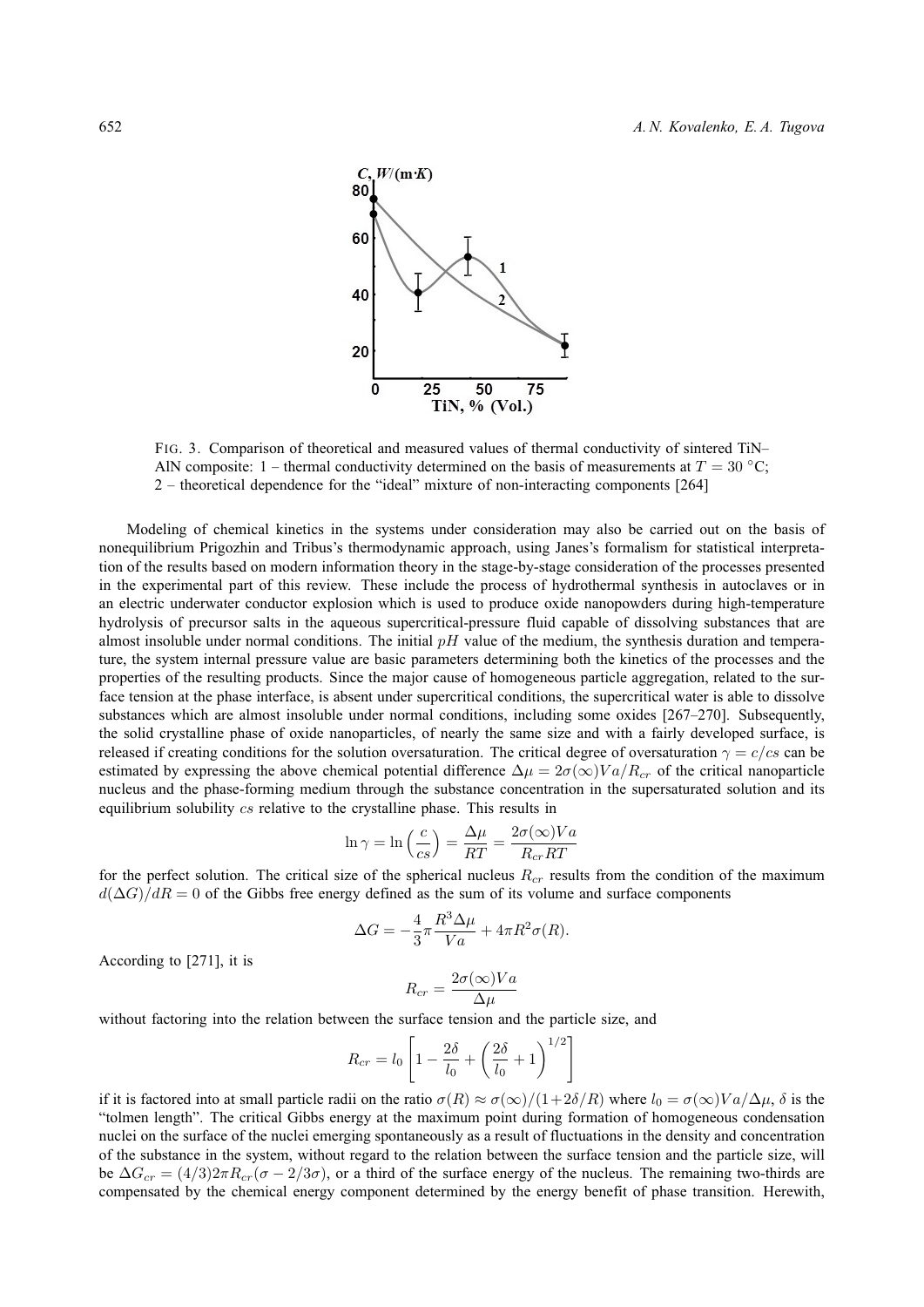FIG. 3. Comparison of theoretical and measured values of thermal conductivity of sintered TiN–AlN composite: 1 – thermal conductivity determined on the basis of measurements at $T = 30$ °C; 2 – theoretical dependence for the "ideal" mixture of non-interacting components [264]

Modeling of chemical kinetics in the systems under consideration may also be carried out on the basis of nonequilibrium Prigozhin and Tribus's thermodynamic approach, using Janes's formalism for statistical interpretation of the results based on modern information theory in the stage-by-stage consideration of the processes presented in the experimental part of this review. These include the process of hydrothermal synthesis in autoclaves or in an electric underwater conductor explosion which is used to produce oxide nanopowders during high-temperature hydrolysis of precursor salts in the aqueous supercritical-pressure fluid capable of dissolving substances that are almost insoluble under normal conditions. The initial $pH$ value of the medium, the synthesis duration and temperature, the system internal pressure value are basic parameters determining both the kinetics of the processes and the properties of the resulting products. Since the major cause of homogeneous particle aggregation, related to the surface tension at the phase interface, is absent under supercritical conditions, the supercritical water is able to dissolve substances which are almost insoluble under normal conditions, including some oxides [267–270]. Subsequently, the solid crystalline phase of oxide nanoparticles, of nearly the same size and with a fairly developed surface, is released if creating conditions for the solution oversaturation. The critical degree of oversaturation $\gamma = c/cs$ can be estimated by expressing the above chemical potential difference $\Delta\mu = 2\sigma(\infty)Va/R_{cr}$ of the critical nanoparticle nucleus and the phase-forming medium through the substance concentration in the supersaturated solution and its equilibrium solubility $cs$ relative to the crystalline phase. This results in

$$\ln\gamma = \ln\left(\frac{c}{cs}\right) = \frac{\Delta\mu}{RT} = \frac{2\sigma(\infty)Va}{R_{cr}RT}$$

for the perfect solution. The critical size of the spherical nucleus $R_{cr}$ results from the condition of the maximum $d(\Delta G)/dR = 0$ of the Gibbs free energy defined as the sum of its volume and surface components

$$\Delta G = -\frac{4}{3}\pi\frac{R^3\Delta\mu}{Va} + 4\pi R^2\sigma(R).$$

According to [271], it is

$$R_{cr} = \frac{2\sigma(\infty)Va}{\Delta\mu}$$

without factoring into the relation between the surface tension and the particle size, and

$$R_{cr} = l_0\left[1 - \frac{2\delta}{l_0} + \left(\frac{2\delta}{l_0} + 1\right)^{1/2}\right]$$

if it is factored into at small particle radii on the ratio $\sigma(R) \approx \sigma(\infty)/(1+2\delta/R)$ where $l_0 = \sigma(\infty)Va/\Delta\mu$, $\delta$ is the "tolmen length". The critical Gibbs energy at the maximum point during formation of homogeneous condensation nuclei on the surface of the nuclei emerging spontaneously as a result of fluctuations in the density and concentration of the substance in the system, without regard to the relation between the surface tension and the particle size, will be $\Delta G_{cr} = (4/3)2\pi R_{cr}(\sigma - 2/3\sigma)$, or a third of the surface energy of the nucleus. The remaining two-thirds are compensated by the chemical energy component determined by the energy benefit of phase transition. Herewith,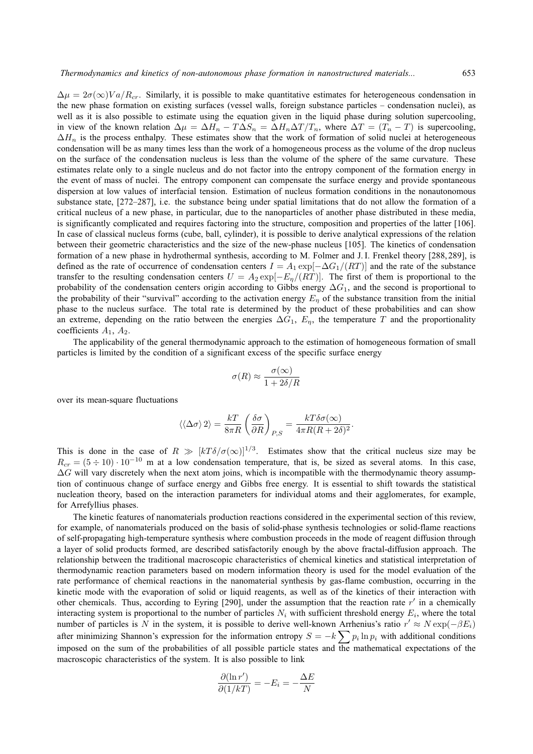$\Delta\mu = 2\sigma(\infty)Va/R_{cr}$. Similarly, it is possible to make quantitative estimates for heterogeneous condensation in the new phase formation on existing surfaces (vessel walls, foreign substance particles – condensation nuclei), as well as it is also possible to estimate using the equation given in the liquid phase during solution supercooling, in view of the known relation $\Delta\mu = \Delta H_n - T\Delta S_n = \Delta H_n \Delta T/T_n$, where $\Delta T = (T_n - T)$ is supercooling, $\Delta H_n$ is the process enthalpy. These estimates show that the work of formation of solid nuclei at heterogeneous condensation will be as many times less than the work of a homogeneous process as the volume of the drop nucleus on the surface of the condensation nucleus is less than the volume of the sphere of the same curvature. These estimates relate only to a single nucleus and do not factor into the entropy component of the formation energy in the event of mass of nuclei. The entropy component can compensate the surface energy and provide spontaneous dispersion at low values of interfacial tension. Estimation of nucleus formation conditions in the nonautonomous substance state, [272–287], i.e. the substance being under spatial limitations that do not allow the formation of a critical nucleus of a new phase, in particular, due to the nanoparticles of another phase distributed in these media, is significantly complicated and requires factoring into the structure, composition and properties of the latter [106]. In case of classical nucleus forms (cube, ball, cylinder), it is possible to derive analytical expressions of the relation between their geometric characteristics and the size of the new-phase nucleus [105]. The kinetics of condensation formation of a new phase in hydrothermal synthesis, according to M. Folmer and J. I. Frenkel theory [288, 289], is defined as the rate of occurrence of condensation centers $I = A_1 \exp[-\Delta G_1/(RT)]$ and the rate of the substance transfer to the resulting condensation centers $U = A_2 \exp[-E_\eta/(RT)]$. The first of them is proportional to the probability of the condensation centers origin according to Gibbs energy $\Delta G_1$, and the second is proportional to the probability of their "survival" according to the activation energy $E_\eta$ of the substance transition from the initial phase to the nucleus surface. The total rate is determined by the product of these probabilities and can show an extreme, depending on the ratio between the energies $\Delta G_1$, $E_\eta$, the temperature $T$ and the proportionality coefficients $A_1$, $A_2$.

The applicability of the general thermodynamic approach to the estimation of homogeneous formation of small particles is limited by the condition of a significant excess of the specific surface energy

$$\sigma(R) \approx \frac{\sigma(\infty)}{1 + 2\delta/R}$$

over its mean-square fluctuations

$$\langle\langle\Delta\sigma\rangle\, 2\rangle = \frac{kT}{8\pi R}\left(\frac{\delta\sigma}{\partial R}\right)_{P,S} = \frac{kT\delta\sigma(\infty)}{4\pi R(R + 2\delta)^2}.$$

This is done in the case of $R \gg [kT\delta/\sigma(\infty)]^{1/3}$. Estimates show that the critical nucleus size may be $R_{cr} = (5 \div 10) \cdot 10^{-10}$ m at a low condensation temperature, that is, be sized as several atoms. In this case, $\Delta G$ will vary discretely when the next atom joins, which is incompatible with the thermodynamic theory assumption of continuous change of surface energy and Gibbs free energy. It is essential to shift towards the statistical nucleation theory, based on the interaction parameters for individual atoms and their agglomerates, for example, for Arrefyllius phases.

The kinetic features of nanomaterials production reactions considered in the experimental section of this review, for example, of nanomaterials produced on the basis of solid-phase synthesis technologies or solid-flame reactions of self-propagating high-temperature synthesis where combustion proceeds in the mode of reagent diffusion through a layer of solid products formed, are described satisfactorily enough by the above fractal-diffusion approach. The relationship between the traditional macroscopic characteristics of chemical kinetics and statistical interpretation of thermodynamic reaction parameters based on modern information theory is used for the model evaluation of the rate performance of chemical reactions in the nanomaterial synthesis by gas-flame combustion, occurring in the kinetic mode with the evaporation of solid or liquid reagents, as well as of the kinetics of their interaction with other chemicals. Thus, according to Eyring [290], under the assumption that the reaction rate $r'$ in a chemically interacting system is proportional to the number of particles $N_i$ with sufficient threshold energy $E_i$, where the total number of particles is $N$ in the system, it is possible to derive well-known Arrhenius's ratio $r' \approx N \exp(-\beta E_i)$ after minimizing Shannon's expression for the information entropy $S = -k \sum p_i \ln p_i$ with additional conditions imposed on the sum of the probabilities of all possible particle states and the mathematical expectations of the macroscopic characteristics of the system. It is also possible to link

$$\frac{\partial(\ln r')}{\partial(1/kT)} = -E_i = -\frac{\Delta E}{N}$$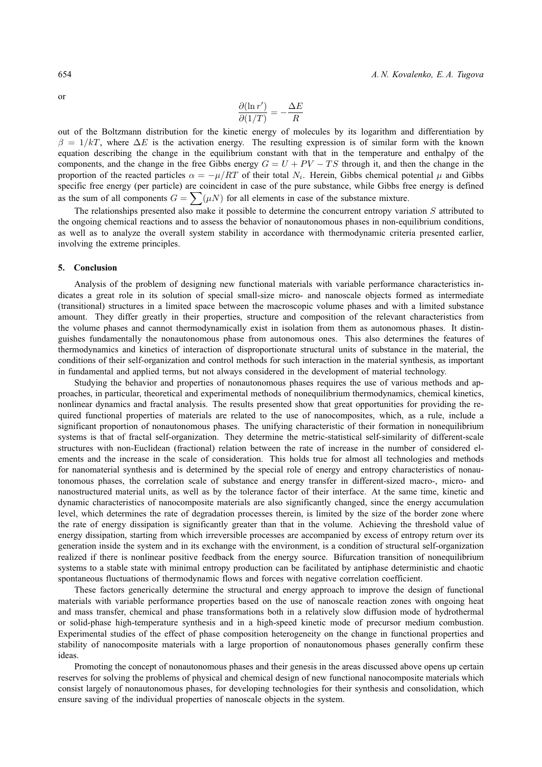or

$$\frac{\partial(\ln r')}{\partial(1/T)} = -\frac{\Delta E}{R}$$

out of the Boltzmann distribution for the kinetic energy of molecules by its logarithm and differentiation by $\beta = 1/kT$, where $\Delta E$ is the activation energy. The resulting expression is of similar form with the known equation describing the change in the equilibrium constant with that in the temperature and enthalpy of the components, and the change in the free Gibbs energy $G = U + PV - TS$ through it, and then the change in the proportion of the reacted particles $\alpha = -\mu/RT$ of their total $N_i$. Herein, Gibbs chemical potential $\mu$ and Gibbs specific free energy (per particle) are coincident in case of the pure substance, while Gibbs free energy is defined as the sum of all components $G = \sum(\mu N)$ for all elements in case of the substance mixture.

The relationships presented also make it possible to determine the concurrent entropy variation $S$ attributed to the ongoing chemical reactions and to assess the behavior of nonautonomous phases in non-equilibrium conditions, as well as to analyze the overall system stability in accordance with thermodynamic criteria presented earlier, involving the extreme principles.

## 5. Conclusion

Analysis of the problem of designing new functional materials with variable performance characteristics indicates a great role in its solution of special small-size micro- and nanoscale objects formed as intermediate (transitional) structures in a limited space between the macroscopic volume phases and with a limited substance amount. They differ greatly in their properties, structure and composition of the relevant characteristics from the volume phases and cannot thermodynamically exist in isolation from them as autonomous phases. It distinguishes fundamentally the nonautonomous phase from autonomous ones. This also determines the features of thermodynamics and kinetics of interaction of disproportionate structural units of substance in the material, the conditions of their self-organization and control methods for such interaction in the material synthesis, as important in fundamental and applied terms, but not always considered in the development of material technology.

Studying the behavior and properties of nonautonomous phases requires the use of various methods and approaches, in particular, theoretical and experimental methods of nonequilibrium thermodynamics, chemical kinetics, nonlinear dynamics and fractal analysis. The results presented show that great opportunities for providing the required functional properties of materials are related to the use of nanocomposites, which, as a rule, include a significant proportion of nonautonomous phases. The unifying characteristic of their formation in nonequilibrium systems is that of fractal self-organization. They determine the metric-statistical self-similarity of different-scale structures with non-Euclidean (fractional) relation between the rate of increase in the number of considered elements and the increase in the scale of consideration. This holds true for almost all technologies and methods for nanomaterial synthesis and is determined by the special role of energy and entropy characteristics of nonautonomous phases, the correlation scale of substance and energy transfer in different-sized macro-, micro- and nanostructured material units, as well as by the tolerance factor of their interface. At the same time, kinetic and dynamic characteristics of nanocomposite materials are also significantly changed, since the energy accumulation level, which determines the rate of degradation processes therein, is limited by the size of the border zone where the rate of energy dissipation is significantly greater than that in the volume. Achieving the threshold value of energy dissipation, starting from which irreversible processes are accompanied by excess of entropy return over its generation inside the system and in its exchange with the environment, is a condition of structural self-organization realized if there is nonlinear positive feedback from the energy source. Bifurcation transition of nonequilibrium systems to a stable state with minimal entropy production can be facilitated by antiphase deterministic and chaotic spontaneous fluctuations of thermodynamic flows and forces with negative correlation coefficient.

These factors generically determine the structural and energy approach to improve the design of functional materials with variable performance properties based on the use of nanoscale reaction zones with ongoing heat and mass transfer, chemical and phase transformations both in a relatively slow diffusion mode of hydrothermal or solid-phase high-temperature synthesis and in a high-speed kinetic mode of precursor medium combustion. Experimental studies of the effect of phase composition heterogeneity on the change in functional properties and stability of nanocomposite materials with a large proportion of nonautonomous phases generally confirm these ideas.

Promoting the concept of nonautonomous phases and their genesis in the areas discussed above opens up certain reserves for solving the problems of physical and chemical design of new functional nanocomposite materials which consist largely of nonautonomous phases, for developing technologies for their synthesis and consolidation, which ensure saving of the individual properties of nanoscale objects in the system.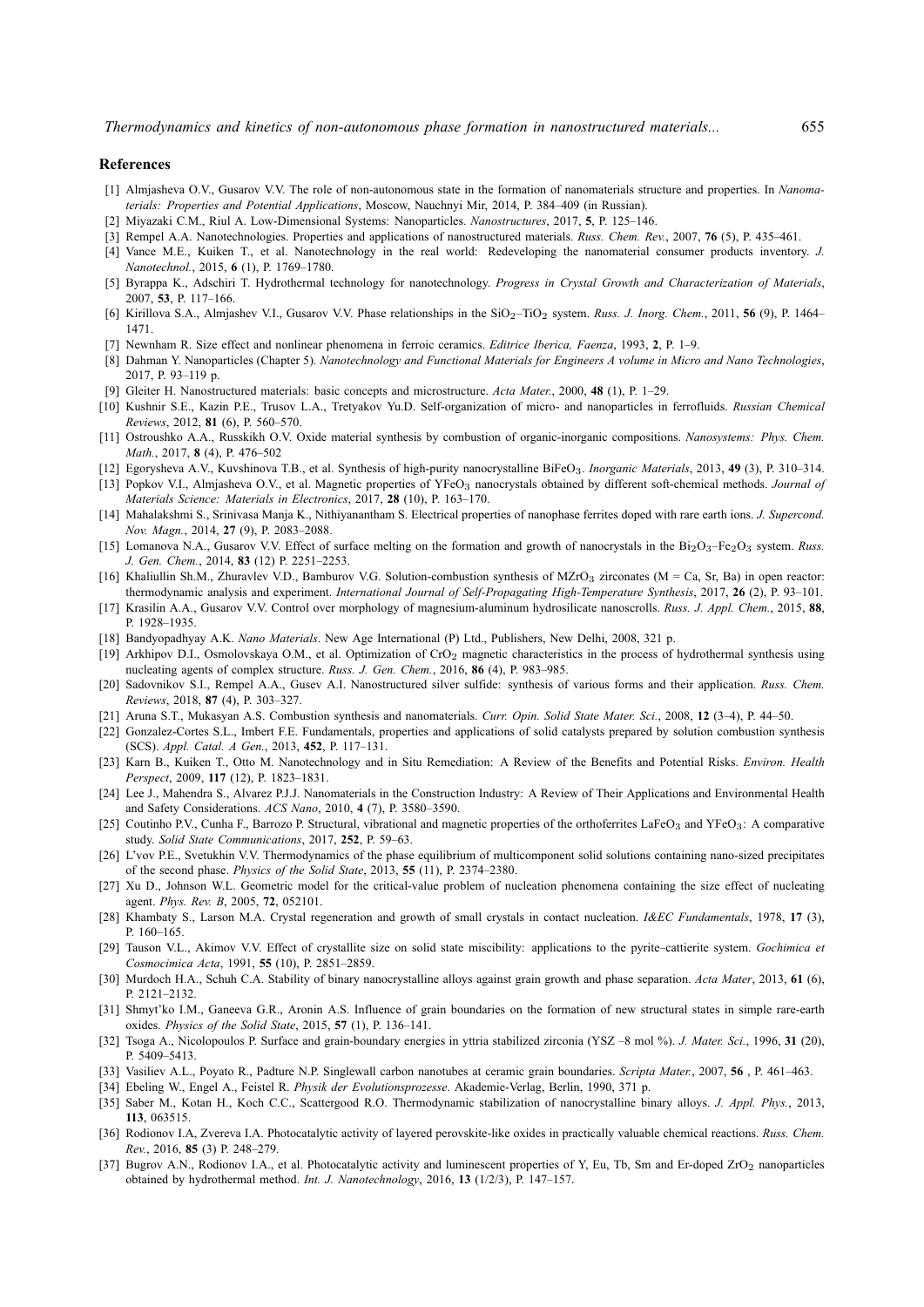## References

[1] Almjasheva O.V., Gusarov V.V. The role of non-autonomous state in the formation of nanomaterials structure and properties. In *Nanomaterials: Properties and Potential Applications*, Moscow, Nauchnyi Mir, 2014, P. 384–409 (in Russian).

[2] Miyazaki C.M., Riul A. Low-Dimensional Systems: Nanoparticles. *Nanostructures*, 2017, **5**, P. 125–146.

[3] Rempel A.A. Nanotechnologies. Properties and applications of nanostructured materials. *Russ. Chem. Rev.*, 2007, **76** (5), P. 435–461.

[4] Vance M.E., Kuiken T., et al. Nanotechnology in the real world: Redeveloping the nanomaterial consumer products inventory. *J. Nanotechnol.*, 2015, **6** (1), P. 1769–1780.

[5] Byrappa K., Adschiri T. Hydrothermal technology for nanotechnology. *Progress in Crystal Growth and Characterization of Materials*, 2007, **53**, P. 117–166.

[6] Kirillova S.A., Almjashev V.I., Gusarov V.V. Phase relationships in the $SiO_2$–$TiO_2$ system. *Russ. J. Inorg. Chem.*, 2011, **56** (9), P. 1464–1471.

[7] Newnham R. Size effect and nonlinear phenomena in ferroic ceramics. *Editrice Iberica, Faenza*, 1993, **2**, P. 1–9.

[8] Dahman Y. Nanoparticles (Chapter 5). *Nanotechnology and Functional Materials for Engineers A volume in Micro and Nano Technologies*, 2017, P. 93–119 p.

[9] Gleiter H. Nanostructured materials: basic concepts and microstructure. *Acta Mater.*, 2000, **48** (1), P. 1–29.

[10] Kushnir S.E., Kazin P.E., Trusov L.A., Tretyakov Yu.D. Self-organization of micro- and nanoparticles in ferrofluids. *Russian Chemical Reviews*, 2012, **81** (6), P. 560–570.

[11] Ostroushko A.A., Russkikh O.V. Oxide material synthesis by combustion of organic-inorganic compositions. *Nanosystems: Phys. Chem. Math.*, 2017, **8** (4), P. 476–502

[12] Egorysheva A.V., Kuvshinova T.B., et al. Synthesis of high-purity nanocrystalline $BiFeO_3$. *Inorganic Materials*, 2013, **49** (3), P. 310–314.

[13] Popkov V.I., Almjasheva O.V., et al. Magnetic properties of $YFeO_3$ nanocrystals obtained by different soft-chemical methods. *Journal of Materials Science: Materials in Electronics*, 2017, **28** (10), P. 163–170.

[14] Mahalakshmi S., Srinivasa Manja K., Nithiyanantham S. Electrical properties of nanophase ferrites doped with rare earth ions. *J. Supercond. Nov. Magn.*, 2014, **27** (9), P. 2083–2088.

[15] Lomanova N.A., Gusarov V.V. Effect of surface melting on the formation and growth of nanocrystals in the $Bi_2O_3$–$Fe_2O_3$ system. *Russ. J. Gen. Chem.*, 2014, **83** (12) P. 2251–2253.

[16] Khaliullin Sh.M., Zhuravlev V.D., Bamburov V.G. Solution-combustion synthesis of $MZrO_3$ zirconates (M = Ca, Sr, Ba) in open reactor: thermodynamic analysis and experiment. *International Journal of Self-Propagating High-Temperature Synthesis*, 2017, **26** (2), P. 93–101.

[17] Krasilin A.A., Gusarov V.V. Control over morphology of magnesium-aluminum hydrosilicate nanoscrolls. *Russ. J. Appl. Chem.*, 2015, **88**, P. 1928–1935.

[18] Bandyopadhyay A.K. *Nano Materials*. New Age International (P) Ltd., Publishers, New Delhi, 2008, 321 p.

[19] Arkhipov D.I., Osmolovskaya O.M., et al. Optimization of $CrO_2$ magnetic characteristics in the process of hydrothermal synthesis using nucleating agents of complex structure. *Russ. J. Gen. Chem.*, 2016, **86** (4), P. 983–985.

[20] Sadovnikov S.I., Rempel A.A., Gusev A.I. Nanostructured silver sulfide: synthesis of various forms and their application. *Russ. Chem. Reviews*, 2018, **87** (4), P. 303–327.

[21] Aruna S.T., Mukasyan A.S. Combustion synthesis and nanomaterials. *Curr. Opin. Solid State Mater. Sci.*, 2008, **12** (3–4), P. 44–50.

[22] Gonzalez-Cortes S.L., Imbert F.E. Fundamentals, properties and applications of solid catalysts prepared by solution combustion synthesis (SCS). *Appl. Catal. A Gen.*, 2013, **452**, P. 117–131.

[23] Karn B., Kuiken T., Otto M. Nanotechnology and in Situ Remediation: A Review of the Benefits and Potential Risks. *Environ. Health Perspect*, 2009, **117** (12), P. 1823–1831.

[24] Lee J., Mahendra S., Alvarez P.J.J. Nanomaterials in the Construction Industry: A Review of Their Applications and Environmental Health and Safety Considerations. *ACS Nano*, 2010, **4** (7), P. 3580–3590.

[25] Coutinho P.V., Cunha F., Barrozo P. Structural, vibrational and magnetic properties of the orthoferrites $LaFeO_3$ and $YFeO_3$: A comparative study. *Solid State Communications*, 2017, **252**, P. 59–63.

[26] L'vov P.E., Svetukhin V.V. Thermodynamics of the phase equilibrium of multicomponent solid solutions containing nano-sized precipitates of the second phase. *Physics of the Solid State*, 2013, **55** (11), P. 2374–2380.

[27] Xu D., Johnson W.L. Geometric model for the critical-value problem of nucleation phenomena containing the size effect of nucleating agent. *Phys. Rev. B*, 2005, **72**, 052101.

[28] Khambaty S., Larson M.A. Crystal regeneration and growth of small crystals in contact nucleation. *I&EC Fundamentals*, 1978, **17** (3), P. 160–165.

[29] Tauson V.L., Akimov V.V. Effect of crystallite size on solid state miscibility: applications to the pyrite–cattierite system. *Gochimica et Cosmocimica Acta*, 1991, **55** (10), P. 2851–2859.

[30] Murdoch H.A., Schuh C.A. Stability of binary nanocrystalline alloys against grain growth and phase separation. *Acta Mater*, 2013, **61** (6), P. 2121–2132.

[31] Shmyt'ko I.M., Ganeeva G.R., Aronin A.S. Influence of grain boundaries on the formation of new structural states in simple rare-earth oxides. *Physics of the Solid State*, 2015, **57** (1), P. 136–141.

[32] Tsoga A., Nicolopoulos P. Surface and grain-boundary energies in yttria stabilized zirconia (YSZ –8 mol %). *J. Mater. Sci.*, 1996, **31** (20), P. 5409–5413.

[33] Vasiliev A.L., Poyato R., Padture N.P. Singlewall carbon nanotubes at ceramic grain boundaries. *Scripta Mater.*, 2007, **56** , P. 461–463.

[34] Ebeling W., Engel A., Feistel R. *Physik der Evolutionsprozesse*. Akademie-Verlag, Berlin, 1990, 371 p.

[35] Saber M., Kotan H., Koch C.C., Scattergood R.O. Thermodynamic stabilization of nanocrystalline binary alloys. *J. Appl. Phys.*, 2013, **113**, 063515.

[36] Rodionov I.A, Zvereva I.A. Photocatalytic activity of layered perovskite-like oxides in practically valuable chemical reactions. *Russ. Chem. Rev.*, 2016, **85** (3) P. 248–279.

[37] Bugrov A.N., Rodionov I.A., et al. Photocatalytic activity and luminescent properties of Y, Eu, Tb, Sm and Er-doped $ZrO_2$ nanoparticles obtained by hydrothermal method. *Int. J. Nanotechnology*, 2016, **13** (1/2/3), P. 147–157.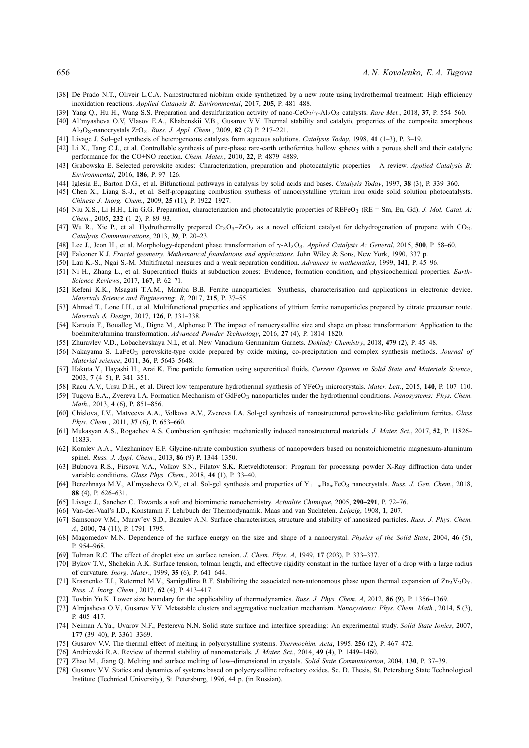[38] De Prado N.T., Oliveir L.C.A. Nanostructured niobium oxide synthetized by a new route using hydrothermal treatment: High efficiency inoxidation reactions. *Applied Catalysis B: Environmental*, 2017, **205**, P. 481–488.

[39] Yang Q., Hu H., Wang S.S. Preparation and desulfurization activity of nano-$CeO_2$/$\gamma$-$Al_2O_3$ catalysts. *Rare Met.*, 2018, **37**, P. 554–560.

[40] Al'myasheva O.V, Vlasov E.A., Khabenskii V.B., Gusarov V.V. Thermal stability and catalytic properties of the composite amorphous $Al_2O_3$-nanocrystals $ZrO_2$. *Russ. J. Appl. Chem.*, 2009, **82** (2) P. 217–221.

[41] Livage J. Sol–gel synthesis of heterogeneous catalysts from aqueous solutions. *Catalysis Today*, 1998, **41** (1–3), P. 3–19.

[42] Li X., Tang C.J., et al. Controllable synthesis of pure-phase rare-earth orthoferrites hollow spheres with a porous shell and their catalytic performance for the CO+NO reaction. *Chem. Mater.*, 2010, **22**, P. 4879–4889.

[43] Grabowska E. Selected perovskite oxides: Characterization, preparation and photocatalytic properties – A review. *Applied Catalysis B: Environmental*, 2016, **186**, P. 97–126.

[44] Iglesia E., Barton D.G., et al. Bifunctional pathways in catalysis by solid acids and bases. *Catalysis Today*, 1997, **38** (3), P. 339–360.

[45] Chen X., Liang S.-J., et al. Self-propagating combustion synthesis of nanocrystalline yttrium iron oxide solid solution photocatalysts. *Chinese J. Inorg. Chem.*, 2009, **25** (11), P. 1922–1927.

[46] Niu X.S., Li H.H., Liu G.G. Preparation, characterization and photocatalytic properties of $REFeO_3$ (RE = Sm, Eu, Gd). *J. Mol. Catal. A: Chem.*, 2005, **232** (1–2), P. 89–93.

[47] Wu R., Xie P., et al. Hydrothermally prepared $Cr_2O_3$–$ZrO_2$ as a novel efficient catalyst for dehydrogenation of propane with $CO_2$. *Catalysis Communications*, 2013, **39**, P. 20–23.

[48] Lee J., Jeon H., et al. Morphology-dependent phase transformation of $\gamma$-$Al_2O_3$. *Applied Catalysis A: General*, 2015, **500**, P. 58–60.

[49] Falconer K.J. *Fractal geometry. Mathematical foundations and applications*. John Wiley & Sons, New York, 1990, 337 p.

[50] Lau K.-S., Ngai S.-M. Multifractal measures and a weak separation condition. *Advances in mathematics*, 1999, **141**, P. 45–96.

[51] Ni H., Zhang L., et al. Supercritical fluids at subduction zones: Evidence, formation condition, and physicochemical properties. *Earth-Science Reviews*, 2017, **167**, P. 62–71.

[52] Kefeni K.K., Msagati T.A.M., Mamba B.B. Ferrite nanoparticles: Synthesis, characterisation and applications in electronic device. *Materials Science and Engineering: B*, 2017, **215**, P. 37–55.

[53] Ahmad T., Lone I.H., et al. Multifunctional properties and applications of yttrium ferrite nanoparticles prepared by citrate precursor route. *Materials & Design*, 2017, **126**, P. 331–338.

[54] Karouia F., Boualleg M., Digne M., Alphonse P. The impact of nanocrystallite size and shape on phase transformation: Application to the boehmite/alumina transformation. *Advanced Powder Technology*, 2016, **27** (4), P. 1814–1820.

[55] Zhuravlev V.D., Lobachevskaya N.I., et al. New Vanadium Germanium Garnets. *Doklady Chemistry*, 2018, **479** (2), P. 45–48.

[56] Nakayama S. $LaFeO_3$ perovskite-type oxide prepared by oxide mixing, co-precipitation and complex synthesis methods. *Journal of Material science*, 2011, **36**, P. 5643–5648.

[57] Hakuta Y., Hayashi H., Arai K. Fine particle formation using supercritical fluids. *Current Opinion in Solid State and Materials Science*, 2003, **7** (4–5), P. 341–351.

[58] Racu A.V., Ursu D.H., et al. Direct low temperature hydrothermal synthesis of $YFeO_3$ microcrystals. *Mater. Lett.*, 2015, **140**, P. 107–110.

[59] Tugova E.A., Zvereva I.A. Formation Mechanism of $GdFeO_3$ nanoparticles under the hydrothermal conditions. *Nanosystems: Phys. Chem. Math.*, 2013, **4** (6), P. 851–856.

[60] Chislova, I.V., Matveeva A.A., Volkova A.V., Zvereva I.A. Sol-gel synthesis of nanostructured perovskite-like gadolinium ferrites. *Glass Phys. Chem.*, 2011, **37** (6), P. 653–660.

[61] Mukasyan A.S., Rogachev A.S. Combustion synthesis: mechanically induced nanostructured materials. *J. Mater. Sci.*, 2017, **52**, P. 11826–11833.

[62] Komlev A.A., Vilezhaninov E.F. Glycine-nitrate combustion synthesis of nanopowders based on nonstoichiometric magnesium-aluminum spinel. *Russ. J. Appl. Chem.*, 2013, **86** (9) P. 1344–1350.

[63] Bubnova R.S., Firsova V.A., Volkov S.N., Filatov S.K. Rietveldtotensor: Program for processing powder X-Ray diffraction data under variable conditions. *Glass Phys. Chem.*, 2018, **44** (1), P. 33–40.

[64] Berezhnaya M.V., Al'myasheva O.V., et al. Sol-gel synthesis and properties of $Y_{1-x}Ba_xFeO_3$ nanocrystals. *Russ. J. Gen. Chem.*, 2018, **88** (4), P. 626–631.

[65] Livage J., Sanchez C. Towards a soft and biomimetic nanochemistry. *Actualite Chimique*, 2005, **290–291**, P. 72–76.

[66] Van-der-Vaal's I.D., Konstamm F. Lehrbuch der Thermodynamik. Maas and van Suchtelen. *Leipzig*, 1908, **1**, 207.

[67] Samsonov V.M., Murav'ev S.D., Bazulev A.N. Surface characteristics, structure and stability of nanosized particles. *Russ. J. Phys. Chem. A*, 2000, **74** (11), P. 1791–1795.

[68] Magomedov M.N. Dependence of the surface energy on the size and shape of a nanocrystal. *Physics of the Solid State*, 2004, **46** (5), P. 954–968.

[69] Tolman R.C. The effect of droplet size on surface tension. *J. Chem. Phys. A*, 1949, **17** (203), P. 333–337.

[70] Bykov T.V., Shchekin A.K. Surface tension, tolman length, and effective rigidity constant in the surface layer of a drop with a large radius of curvature. *Inorg. Mater.*, 1999, **35** (6), P. 641–644.

[71] Krasnenko T.I., Rotermel M.V., Samigullina R.F. Stabilizing the associated non-autonomous phase upon thermal expansion of $Zn_2V_2O_7$. *Russ. J. Inorg. Chem.*, 2017, **62** (4), P. 413–417.

[72] Tovbin Yu.K. Lower size boundary for the applicability of thermodynamics. *Russ. J. Phys. Chem. A*, 2012, **86** (9), P. 1356–1369.

[73] Almjasheva O.V., Gusarov V.V. Metastable clusters and aggregative nucleation mechanism. *Nanosystems: Phys. Chem. Math.*, 2014, **5** (3), P. 405–417.

[74] Neiman A.Ya., Uvarov N.F., Pestereva N.N. Solid state surface and interface spreading: An experimental study. *Solid State Ionics*, 2007, **177** (39–40), P. 3361–3369.

[75] Gusarov V.V. The thermal effect of melting in polycrystalline systems. *Thermochim. Acta*, 1995. **256** (2), P. 467–472.

[76] Andrievski R.A. Review of thermal stability of nanomaterials. *J. Mater. Sci.*, 2014, **49** (4), P. 1449–1460.

[77] Zhao M., Jiang Q. Melting and surface melting of low–dimensional in crystals. *Solid State Communication*, 2004, **130**, P. 37–39.

[78] Gusarov V.V. Statics and dynamics of systems based on polycrystalline refractory oxides. Sc. D. Thesis, St. Petersburg State Technological Institute (Technical University), St. Petersburg, 1996, 44 p. (in Russian).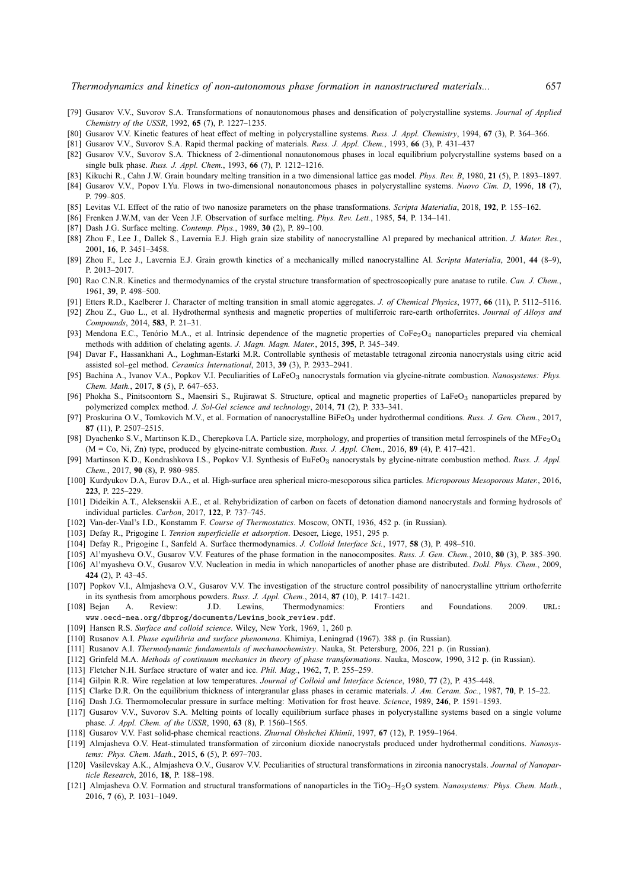[79] Gusarov V.V., Suvorov S.A. Transformations of nonautonomous phases and densification of polycrystalline systems. *Journal of Applied Chemistry of the USSR*, 1992, **65** (7), P. 1227–1235.

[80] Gusarov V.V. Kinetic features of heat effect of melting in polycrystalline systems. *Russ. J. Appl. Chemistry*, 1994, **67** (3), P. 364–366.

[81] Gusarov V.V., Suvorov S.A. Rapid thermal packing of materials. *Russ. J. Appl. Chem.*, 1993, **66** (3), P. 431–437

[82] Gusarov V.V., Suvorov S.A. Thickness of 2-dimentional nonautonomous phases in local equilibrium polycrystalline systems based on a single bulk phase. *Russ. J. Appl. Chem.*, 1993, **66** (7), P. 1212–1216.

[83] Kikuchi R., Cahn J.W. Grain boundary melting transition in a two dimensional lattice gas model. *Phys. Rev. B*, 1980, **21** (5), P. 1893–1897.

[84] Gusarov V.V., Popov I.Yu. Flows in two-dimensional nonautonomous phases in polycrystalline systems. *Nuovo Cim. D*, 1996, **18** (7), P. 799–805.

[85] Levitas V.I. Effect of the ratio of two nanosize parameters on the phase transformations. *Scripta Materialia*, 2018, **192**, P. 155–162.

[86] Frenken J.W.M, van der Veen J.F. Observation of surface melting. *Phys. Rev. Lett.*, 1985, **54**, P. 134–141.

[87] Dash J.G. Surface melting. *Contemp. Phys.*, 1989, **30** (2), P. 89–100.

[88] Zhou F., Lee J., Dallek S., Lavernia E.J. High grain size stability of nanocrystalline Al prepared by mechanical attrition. *J. Mater. Res.*, 2001, **16**, P. 3451–3458.

[89] Zhou F., Lee J., Lavernia E.J. Grain growth kinetics of a mechanically milled nanocrystalline Al. *Scripta Materialia*, 2001, **44** (8–9), P. 2013–2017.

[90] Rao C.N.R. Kinetics and thermodynamics of the crystal structure transformation of spectroscopically pure anatase to rutile. *Can. J. Chem.*, 1961, **39**, P. 498–500.

[91] Etters R.D., Kaelberer J. Character of melting transition in small atomic aggregates. *J. of Chemical Physics*, 1977, **66** (11), P. 5112–5116.

[92] Zhou Z., Guo L., et al. Hydrothermal synthesis and magnetic properties of multiferroic rare-earth orthoferrites. *Journal of Alloys and Compounds*, 2014, **583**, P. 21–31.

[93] Mendona E.C., Tenório M.A., et al. Intrinsic dependence of the magnetic properties of $CoFe_2O_4$ nanoparticles prepared via chemical methods with addition of chelating agents. *J. Magn. Magn. Mater.*, 2015, **395**, P. 345–349.

[94] Davar F., Hassankhani A., Loghman-Estarki M.R. Controllable synthesis of metastable tetragonal zirconia nanocrystals using citric acid assisted sol–gel method. *Ceramics International*, 2013, **39** (3), P. 2933–2941.

[95] Bachina A., Ivanov V.A., Popkov V.I. Peculiarities of $LaFeO_3$ nanocrystals formation via glycine-nitrate combustion. *Nanosystems: Phys. Chem. Math.*, 2017, **8** (5), P. 647–653.

[96] Phokha S., Pinitsoontorn S., Maensiri S., Rujirawat S. Structure, optical and magnetic properties of $LaFeO_3$ nanoparticles prepared by polymerized complex method. *J. Sol-Gel science and technology*, 2014, **71** (2), P. 333–341.

[97] Proskurina O.V., Tomkovich M.V., et al. Formation of nanocrystalline $BiFeO_3$ under hydrothermal conditions. *Russ. J. Gen. Chem.*, 2017, **87** (11), P. 2507–2515.

[98] Dyachenko S.V., Martinson K.D., Cherepkova I.A. Particle size, morphology, and properties of transition metal ferrospinels of the $MFe_2O_4$ (M = Co, Ni, Zn) type, produced by glycine-nitrate combustion. *Russ. J. Appl. Chem.*, 2016, **89** (4), P. 417–421.

[99] Martinson K.D., Kondrashkova I.S., Popkov V.I. Synthesis of $EuFeO_3$ nanocrystals by glycine-nitrate combustion method. *Russ. J. Appl. Chem.*, 2017, **90** (8), P. 980–985.

[100] Kurdyukov D.A, Eurov D.A., et al. High-surface area spherical micro-mesoporous silica particles. *Microporous Mesoporous Mater.*, 2016, **223**, P. 225–229.

[101] Dideikin A.T., Aleksenskii A.E., et al. Rehybridization of carbon on facets of detonation diamond nanocrystals and forming hydrosols of individual particles. *Carbon*, 2017, **122**, P. 737–745.

[102] Van-der-Vaal's I.D., Konstamm F. *Course of Thermostatics*. Moscow, ONTI, 1936, 452 p. (in Russian).

[103] Defay R., Prigogine I. *Tension superficielle et adsorption*. Desoer, Liege, 1951, 295 p.

[104] Defay R., Prigogine I., Sanfeld A. Surface thermodynamics. *J. Colloid Interface Sci.*, 1977, **58** (3), P. 498–510.

[105] Al'myasheva O.V., Gusarov V.V. Features of the phase formation in the nanocomposites. *Russ. J. Gen. Chem.*, 2010, **80** (3), P. 385–390.

[106] Al'myasheva O.V., Gusarov V.V. Nucleation in media in which nanoparticles of another phase are distributed. *Dokl. Phys. Chem.*, 2009, **424** (2), P. 43–45.

[107] Popkov V.I., Almjasheva O.V., Gusarov V.V. The investigation of the structure control possibility of nanocrystalline yttrium orthoferrite in its synthesis from amorphous powders. *Russ. J. Appl. Chem.*, 2014, **87** (10), P. 1417–1421.

[108] Bejan A. Review: J.D. Lewins, Thermodynamics: Frontiers and Foundations. 2009. URL: www.oecd-nea.org/dbprog/documents/Lewins_book_review.pdf.

[109] Hansen R.S. *Surface and colloid science*. Wiley, New York, 1969, 1, 260 p.

[110] Rusanov A.I. *Phase equilibria and surface phenomena*. Khimiya, Leningrad (1967). 388 p. (in Russian).

[111] Rusanov A.I. *Thermodynamic fundamentals of mechanochemistry*. Nauka, St. Petersburg, 2006, 221 p. (in Russian).

[112] Grinfeld M.A. *Methods of continuum mechanics in theory of phase transformations*. Nauka, Moscow, 1990, 312 p. (in Russian).

[113] Fletcher N.H. Surface structure of water and ice. *Phil. Mag.*, 1962, **7**, P. 255–259.

[114] Gilpin R.R. Wire regelation at low temperatures. *Journal of Colloid and Interface Science*, 1980, **77** (2), P. 435–448.

[115] Clarke D.R. On the equilibrium thickness of intergranular glass phases in ceramic materials. *J. Am. Ceram. Soc.*, 1987, **70**, P. 15–22.

[116] Dash J.G. Thermomolecular pressure in surface melting: Motivation for frost heave. *Science*, 1989, **246**, P. 1591–1593.

[117] Gusarov V.V., Suvorov S.A. Melting points of locally equilibrium surface phases in polycrystalline systems based on a single volume phase. *J. Appl. Chem. of the USSR*, 1990, **63** (8), P. 1560–1565.

[118] Gusarov V.V. Fast solid-phase chemical reactions. *Zhurnal Obshchei Khimii*, 1997, **67** (12), P. 1959–1964.

[119] Almjasheva O.V. Heat-stimulated transformation of zirconium dioxide nanocrystals produced under hydrothermal conditions. *Nanosystems: Phys. Chem. Math.*, 2015, **6** (5), P. 697–703.

[120] Vasilevskay A.K., Almjasheva O.V., Gusarov V.V. Peculiarities of structural transformations in zirconia nanocrystals. *Journal of Nanoparticle Research*, 2016, **18**, P. 188–198.

[121] Almjasheva O.V. Formation and structural transformations of nanoparticles in the $TiO_2$–$H_2O$ system. *Nanosystems: Phys. Chem. Math.*, 2016, **7** (6), P. 1031–1049.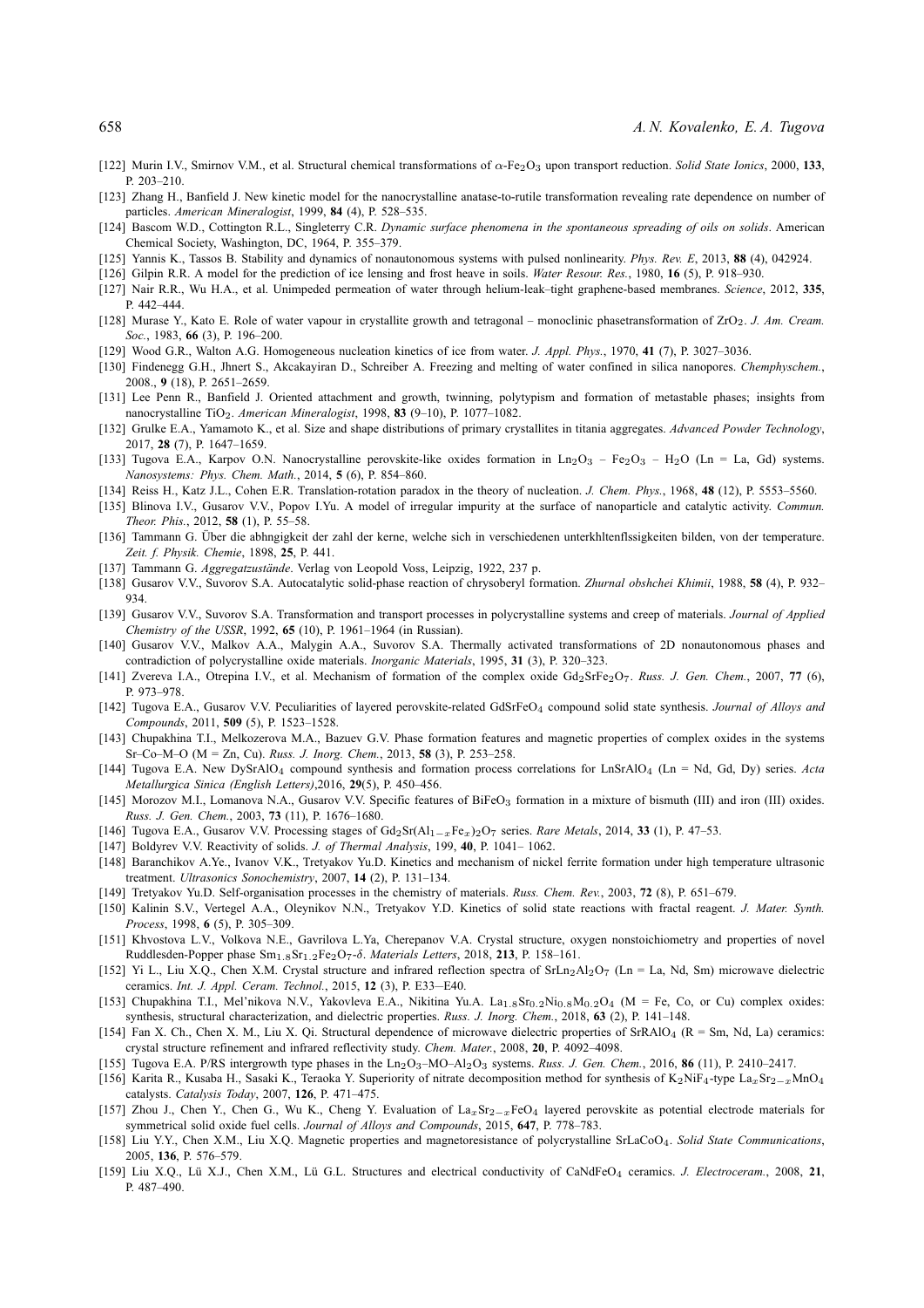[122] Murin I.V., Smirnov V.M., et al. Structural chemical transformations of $\alpha$-$Fe_2O_3$ upon transport reduction. *Solid State Ionics*, 2000, **133**, P. 203–210.

[123] Zhang H., Banfield J. New kinetic model for the nanocrystalline anatase-to-rutile transformation revealing rate dependence on number of particles. *American Mineralogist*, 1999, **84** (4), P. 528–535.

[124] Bascom W.D., Cottington R.L., Singleterry C.R. *Dynamic surface phenomena in the spontaneous spreading of oils on solids*. American Chemical Society, Washington, DC, 1964, P. 355–379.

[125] Yannis K., Tassos B. Stability and dynamics of nonautonomous systems with pulsed nonlinearity. *Phys. Rev. E*, 2013, **88** (4), 042924.

[126] Gilpin R.R. A model for the prediction of ice lensing and frost heave in soils. *Water Resour. Res.*, 1980, **16** (5), P. 918–930.

[127] Nair R.R., Wu H.A., et al. Unimpeded permeation of water through helium-leak–tight graphene-based membranes. *Science*, 2012, **335**, P. 442–444.

[128] Murase Y., Kato E. Role of water vapour in crystallite growth and tetragonal – monoclinic phasetransformation of $ZrO_2$. *J. Am. Cream. Soc.*, 1983, **66** (3), P. 196–200.

[129] Wood G.R., Walton A.G. Homogeneous nucleation kinetics of ice from water. *J. Appl. Phys.*, 1970, **41** (7), P. 3027–3036.

[130] Findenegg G.H., Jhnert S., Akcakayiran D., Schreiber A. Freezing and melting of water confined in silica nanopores. *Chemphyschem.*, 2008., **9** (18), P. 2651–2659.

[131] Lee Penn R., Banfield J. Oriented attachment and growth, twinning, polytypism and formation of metastable phases; insights from nanocrystalline $TiO_2$. *American Mineralogist*, 1998, **83** (9–10), P. 1077–1082.

[132] Grulke E.A., Yamamoto K., et al. Size and shape distributions of primary crystallites in titania aggregates. *Advanced Powder Technology*, 2017, **28** (7), P. 1647–1659.

[133] Tugova E.A., Karpov O.N. Nanocrystalline perovskite-like oxides formation in $Ln_2O_3$ – $Fe_2O_3$ – $H_2O$ (Ln = La, Gd) systems. *Nanosystems: Phys. Chem. Math.*, 2014, **5** (6), P. 854–860.

[134] Reiss H., Katz J.L., Cohen E.R. Translation-rotation paradox in the theory of nucleation. *J. Chem. Phys.*, 1968, **48** (12), P. 5553–5560.

[135] Blinova I.V., Gusarov V.V., Popov I.Yu. A model of irregular impurity at the surface of nanoparticle and catalytic activity. *Commun. Theor. Phis.*, 2012, **58** (1), P. 55–58.

[136] Tammann G. Über die abhngigkeit der zahl der kerne, welche sich in verschiedenen unterkhltenflssigkeiten bilden, von der temperature. *Zeit. f. Physik. Chemie*, 1898, **25**, P. 441.

[137] Tammann G. *Aggregatzustände*. Verlag von Leopold Voss, Leipzig, 1922, 237 p.

[138] Gusarov V.V., Suvorov S.A. Autocatalytic solid-phase reaction of chrysoberyl formation. *Zhurnal obshchei Khimii*, 1988, **58** (4), P. 932–934.

[139] Gusarov V.V., Suvorov S.A. Transformation and transport processes in polycrystalline systems and creep of materials. *Journal of Applied Chemistry of the USSR*, 1992, **65** (10), P. 1961–1964 (in Russian).

[140] Gusarov V.V., Malkov A.A., Malygin A.A., Suvorov S.A. Thermally activated transformations of 2D nonautonomous phases and contradiction of polycrystalline oxide materials. *Inorganic Materials*, 1995, **31** (3), P. 320–323.

[141] Zvereva I.A., Otrepina I.V., et al. Mechanism of formation of the complex oxide $Gd_2SrFe_2O_7$. *Russ. J. Gen. Chem.*, 2007, **77** (6), P. 973–978.

[142] Tugova E.A., Gusarov V.V. Peculiarities of layered perovskite-related $GdSrFeO_4$ compound solid state synthesis. *Journal of Alloys and Compounds*, 2011, **509** (5), P. 1523–1528.

[143] Chupakhina T.I., Melkozerova M.A., Bazuev G.V. Phase formation features and magnetic properties of complex oxides in the systems Sr–Co–M–O (M = Zn, Cu). *Russ. J. Inorg. Chem.*, 2013, **58** (3), P. 253–258.

[144] Tugova E.A. New $DySrAlO_4$ compound synthesis and formation process correlations for $LnSrAlO_4$ (Ln = Nd, Gd, Dy) series. *Acta Metallurgica Sinica (English Letters)*,2016, **29**(5), P. 450–456.

[145] Morozov M.I., Lomanova N.A., Gusarov V.V. Specific features of $BiFeO_3$ formation in a mixture of bismuth (III) and iron (III) oxides. *Russ. J. Gen. Chem.*, 2003, **73** (11), P. 1676–1680.

[146] Tugova E.A., Gusarov V.V. Processing stages of $Gd_2Sr(Al_{1-x}Fe_x)_2O_7$ series. *Rare Metals*, 2014, **33** (1), P. 47–53.

[147] Boldyrev V.V. Reactivity of solids. *J. of Thermal Analysis*, 199, **40**, P. 1041– 1062.

[148] Baranchikov A.Ye., Ivanov V.K., Tretyakov Yu.D. Kinetics and mechanism of nickel ferrite formation under high temperature ultrasonic treatment. *Ultrasonics Sonochemistry*, 2007, **14** (2), P. 131–134.

[149] Tretyakov Yu.D. Self-organisation processes in the chemistry of materials. *Russ. Chem. Rev.*, 2003, **72** (8), P. 651–679.

[150] Kalinin S.V., Vertegel A.A., Oleynikov N.N., Tretyakov Y.D. Kinetics of solid state reactions with fractal reagent. *J. Mater. Synth. Process*, 1998, **6** (5), P. 305–309.

[151] Khvostova L.V., Volkova N.E., Gavrilova L.Ya, Cherepanov V.A. Crystal structure, oxygen nonstoichiometry and properties of novel Ruddlesden-Popper phase $Sm_{1.8}Sr_{1.2}Fe_2O_{7-\delta}$. *Materials Letters*, 2018, **213**, P. 158–161.

[152] Yi L., Liu X.Q., Chen X.M. Crystal structure and infrared reflection spectra of $SrLn_2Al_2O_7$ (Ln = La, Nd, Sm) microwave dielectric ceramics. *Int. J. Appl. Ceram. Technol.*, 2015, **12** (3), P. E33–E40.

[153] Chupakhina T.I., Mel'nikova N.V., Yakovleva E.A., Nikitina Yu.A. $La_{1.8}Sr_{0.2}Ni_{0.8}M_{0.2}O_4$ (M = Fe, Co, or Cu) complex oxides: synthesis, structural characterization, and dielectric properties. *Russ. J. Inorg. Chem.*, 2018, **63** (2), P. 141–148.

[154] Fan X. Ch., Chen X. M., Liu X. Qi. Structural dependence of microwave dielectric properties of $SrRAlO_4$ (R = Sm, Nd, La) ceramics: crystal structure refinement and infrared reflectivity study. *Chem. Mater.*, 2008, **20**, P. 4092–4098.

[155] Tugova E.A. P/RS intergrowth type phases in the $Ln_2O_3$–MO–$Al_2O_3$ systems. *Russ. J. Gen. Chem.*, 2016, **86** (11), P. 2410–2417.

[156] Karita R., Kusaba H., Sasaki K., Teraoka Y. Superiority of nitrate decomposition method for synthesis of $K_2NiF_4$-type $La_xSr_{2-x}MnO_4$ catalysts. *Catalysis Today*, 2007, **126**, P. 471–475.

[157] Zhou J., Chen Y., Chen G., Wu K., Cheng Y. Evaluation of $La_xSr_{2-x}FeO_4$ layered perovskite as potential electrode materials for symmetrical solid oxide fuel cells. *Journal of Alloys and Compounds*, 2015, **647**, P. 778–783.

[158] Liu Y.Y., Chen X.M., Liu X.Q. Magnetic properties and magnetoresistance of polycrystalline $SrLaCoO_4$. *Solid State Communications*, 2005, **136**, P. 576–579.

[159] Liu X.Q., Lü X.J., Chen X.M., Lü G.L. Structures and electrical conductivity of $CaNdFeO_4$ ceramics. *J. Electroceram.*, 2008, **21**, P. 487–490.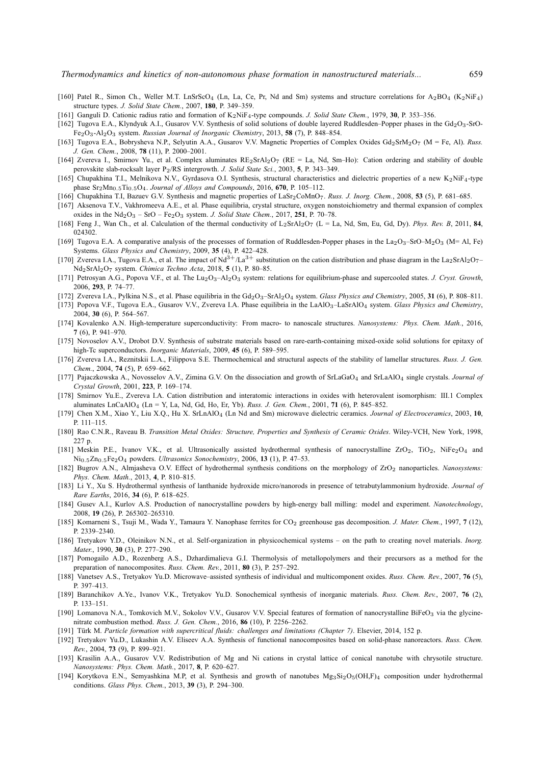[160] Patel R., Simon Ch., Weller M.T. LnSrScO$_4$ (Ln, La, Ce, Pr, Nd and Sm) systems and structure correlations for A$_2$BO$_4$ (K$_2$NiF$_4$) structure types. *J. Solid State Chem.*, 2007, **180**, P. 349–359.

[161] Ganguli D. Cationic radius ratio and formation of K$_2$NiF$_4$-type compounds. *J. Solid State Chem.*, 1979, **30**, P. 353–356.

[162] Tugova E.A., Klyndyuk A.I., Gusarov V.V. Synthesis of solid solutions of double layered Ruddlesden–Popper phases in the Gd$_2$O$_3$-SrO-Fe$_2$O$_3$-Al$_2$O$_3$ system. *Russian Journal of Inorganic Chemistry*, 2013, **58** (7), P. 848–854.

[163] Tugova E.A., Bobrysheva N.P., Selyutin A.A., Gusarov V.V. Magnetic Properties of Complex Oxides Gd$_2$SrM$_2$O$_7$ (M = Fe, Al). *Russ. J. Gen. Chem.*, 2008, **78** (11), P. 2000–2001.

[164] Zvereva I., Smirnov Yu., et al. Complex aluminates RE$_2$SrAl$_2$O$_7$ (RE = La, Nd, Sm–Ho): Cation ordering and stability of double perovskite slab-rocksalt layer P$_2$/RS intergrowth. *J. Solid State Sci.*, 2003, **5**, P. 343–349.

[165] Chupakhina T.I., Melnikova N.V., Gyrdasova O.I. Synthesis, structural characteristics and dielectric properties of a new K$_2$NiF$_4$-type phase Sr$_2$Mn$_{0.5}$Ti$_{0.5}$O$_4$. *Journal of Alloys and Compounds*, 2016, **670**, P. 105–112.

[166] Chupakhina T.I, Bazuev G.V. Synthesis and magnetic properties of LaSr$_2$CoMnO$_7$. *Russ. J. Inorg. Chem.*, 2008, **53** (5), P. 681–685.

[167] Aksenova T.V., Vakhromeeva A.E., et al. Phase equilibria, crystal structure, oxygen nonstoichiometry and thermal expansion of complex oxides in the Nd$_2$O$_3$ – SrO – Fe$_2$O$_3$ system. *J. Solid State Chem.*, 2017, **251**, P. 70–78.

[168] Feng J., Wan Ch., et al. Calculation of the thermal conductivity of L$_2$SrAl$_2$O$_7$ (L = La, Nd, Sm, Eu, Gd, Dy). *Phys. Rev. B*, 2011, **84**, 024302.

[169] Tugova E.A. A comparative analysis of the processes of formation of Ruddlesden-Popper phases in the La$_2$O$_3$–SrO–M$_2$O$_3$ (M= Al, Fe) Systems. *Glass Physics and Chemistry*, 2009, **35** (4), P. 422–428.

[170] Zvereva I.A., Tugova E.A., et al. The impact of Nd$^{3+}$/La$^{3+}$ substitution on the cation distribution and phase diagram in the La$_2$SrAl$_2$O$_7$–Nd$_2$SrAl$_2$O$_7$ system. *Chimica Techno Acta*, 2018, **5** (1), P. 80–85.

[171] Petrosyan A.G., Popova V.F., et al. The Lu$_2$O$_3$–Al$_2$O$_3$ system: relations for equilibrium-phase and supercooled states. *J. Cryst. Growth*, 2006, **293**, P. 74–77.

[172] Zvereva I.A., Pylkina N.S., et al. Phase equilibria in the Gd$_2$O$_3$–SrAl$_2$O$_4$ system. *Glass Physics and Chemistry*, 2005, **31** (6), P. 808–811.

[173] Popova V.F., Tugova E.A., Gusarov V.V., Zvereva I.A. Phase equilibria in the LaAlO$_3$–LaSrAlO$_4$ system. *Glass Physics and Chemistry*, 2004, **30** (6), P. 564–567.

[174] Kovalenko A.N. High-temperature superconductivity: From macro- to nanoscale structures. *Nanosystems: Phys. Chem. Math.*, 2016, **7** (6), P. 941–970.

[175] Novoselov A.V., Drobot D.V. Synthesis of substrate materials based on rare-earth-containing mixed-oxide solid solutions for epitaxy of high-Tc superconductors. *Inorganic Materials*, 2009, **45** (6), P. 589–595.

[176] Zvereva I.A., Reznitskii L.A., Filippova S.E. Thermochemical and structural aspects of the stability of lamellar structures. *Russ. J. Gen. Chem.*, 2004, **74** (5), P. 659–662.

[177] Pajaczkowska A., Novosselov A.V., Zimina G.V. On the dissociation and growth of SrLaGaO$_4$ and SrLaAlO$_4$ single crystals. *Journal of Crystal Growth*, 2001, **223**, P. 169–174.

[178] Smirnov Yu.E., Zvereva I.A. Cation distribution and interatomic interactions in oxides with heterovalent isomorphism: III.1 Complex aluminates LnCaAlO$_4$ (Ln = Y, La, Nd, Gd, Ho, Er, Yb). *Russ. J. Gen. Chem.*, 2001, **71** (6), P. 845–852.

[179] Chen X.M., Xiao Y., Liu X.Q., Hu X. SrLnAlO$_4$ (Ln Nd and Sm) microwave dielectric ceramics. *Journal of Electroceramics*, 2003, **10**, P. 111–115.

[180] Rao C.N.R., Raveau B. *Transition Metal Oxides: Structure, Properties and Synthesis of Ceramic Oxides*. Wiley-VCH, New York, 1998, 227 p.

[181] Meskin P.E., Ivanov V.K., et al. Ultrasonically assisted hydrothermal synthesis of nanocrystalline ZrO$_2$, TiO$_2$, NiFe$_2$O$_4$ and Ni$_{0.5}$Zn$_{0.5}$Fe$_2$O$_4$ powders. *Ultrasonics Sonochemistry*, 2006, **13** (1), P. 47–53.

[182] Bugrov A.N., Almjasheva O.V. Effect of hydrothermal synthesis conditions on the morphology of ZrO$_2$ nanoparticles. *Nanosystems: Phys. Chem. Math.*, 2013, **4**, P. 810–815.

[183] Li Y., Xu S. Hydrothermal synthesis of lanthanide hydroxide micro/nanorods in presence of tetrabutylammonium hydroxide. *Journal of Rare Earths*, 2016, **34** (6), P. 618–625.

[184] Gusev A.I., Kurlov A.S. Production of nanocrystalline powders by high-energy ball milling: model and experiment. *Nanotechnology*, 2008, **19** (26), P. 265302–265310.

[185] Komarneni S., Tsuji M., Wada Y., Tamaura Y. Nanophase ferrites for CO$_2$ greenhouse gas decomposition. *J. Mater. Chem.*, 1997, **7** (12), P. 2339–2340.

[186] Tretyakov Y.D., Oleinikov N.N., et al. Self-organization in physicochemical systems – on the path to creating novel materials. *Inorg. Mater.*, 1990, **30** (3), P. 277–290.

[187] Pomogailo A.D., Rozenberg A.S., Dzhardimalieva G.I. Thermolysis of metallopolymers and their precursors as a method for the preparation of nanocomposites. *Russ. Chem. Rev.*, 2011, **80** (3), P. 257–292.

[188] Vanetsev A.S., Tretyakov Yu.D. Microwave–assisted synthesis of individual and multicomponent oxides. *Russ. Chem. Rev.*, 2007, **76** (5), P. 397–413.

[189] Baranchikov A.Ye., Ivanov V.K., Tretyakov Yu.D. Sonochemical synthesis of inorganic materials. *Russ. Chem. Rev.*, 2007, **76** (2), P. 133–151.

[190] Lomanova N.A., Tomkovich M.V., Sokolov V.V., Gusarov V.V. Special features of formation of nanocrystalline BiFeO$_3$ via the glycine-nitrate combustion method. *Russ. J. Gen. Chem.*, 2016, **86** (10), P. 2256–2262.

[191] Türk M. *Particle formation with supercritical fluids: challenges and limitations (Chapter 7)*. Elsevier, 2014, 152 p.

[192] Tretyakov Yu.D., Lukashin A.V. Eliseev A.A. Synthesis of functional nanocomposites based on solid-phase nanoreactors. *Russ. Chem. Rev.*, 2004, **73** (9), P. 899–921.

[193] Krasilin A.A., Gusarov V.V. Redistribution of Mg and Ni cations in crystal lattice of conical nanotube with chrysotile structure. *Nanosystems: Phys. Chem. Math.*, 2017, **8**, P. 620–627.

[194] Korytkova E.N., Semyashkina M.P, et al. Synthesis and growth of nanotubes Mg$_3$Si$_2$O$_5$(OH,F)$_4$ composition under hydrothermal conditions. *Glass Phys. Chem.*, 2013, **39** (3), P. 294–300.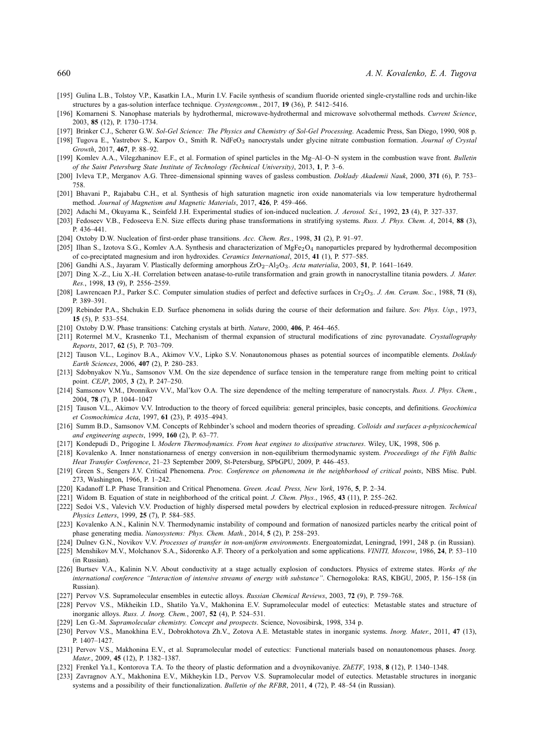[195] Gulina L.B., Tolstoy V.P., Kasatkin I.A., Murin I.V. Facile synthesis of scandium fluoride oriented single-crystalline rods and urchin-like structures by a gas-solution interface technique. *Crystengcomm.*, 2017, **19** (36), P. 5412–5416.

[196] Komarneni S. Nanophase materials by hydrothermal, microwave-hydrothermal and microwave solvothermal methods. *Current Science*, 2003, **85** (12), P. 1730–1734.

[197] Brinker C.J., Scherer G.W. *Sol-Gel Science: The Physics and Chemistry of Sol-Gel Processing*. Academic Press, San Diego, 1990, 908 p.

[198] Tugova E., Yastrebov S., Karpov O., Smith R. $NdFeO_3$ nanocrystals under glycine nitrate combustion formation. *Journal of Crystal Growth*, 2017, **467**, P. 88–92.

[199] Komlev A.A., Vilegzhaninov E.F., et al. Formation of spinel particles in the Mg–Al–O–N system in the combustion wave front. *Bulletin of the Saint Petersburg State Institute of Technology (Technical University)*, 2013, **1**, P. 3–6.

[200] Ivleva T.P., Merganov A.G. Three–dimensional spinning waves of gasless combustion. *Doklady Akademii Nauk*, 2000, **371** (6), P. 753–758.

[201] Bhavani P., Rajababu C.H., et al. Synthesis of high saturation magnetic iron oxide nanomaterials via low temperature hydrothermal method. *Journal of Magnetism and Magnetic Materials*, 2017, **426**, P. 459–466.

[202] Adachi M., Okuyama K., Seinfeld J.H. Experimental studies of ion-induced nucleation. *J. Aerosol. Sci.*, 1992, **23** (4), P. 327–337.

[203] Fedoseev V.B., Fedoseeva E.N. Size effects during phase transformations in stratifying systems. *Russ. J. Phys. Chem. A*, 2014, **88** (3), P. 436–441.

[204] Oxtoby D.W. Nucleation of first-order phase transitions. *Acc. Chem. Res.*, 1998, **31** (2), P. 91–97.

[205] Ilhan S., Izotova S.G., Komlev A.A. Synthesis and characterization of $MgFe_2O_4$ nanoparticles prepared by hydrothermal decomposition of co-preciptated magnesium and iron hydroxides. *Ceramics International*, 2015, **41** (1), P. 577–585.

[206] Gandhi A.S., Jayaram V. Plastically deforming amorphous $ZrO_2$–$Al_2O_3$. *Acta materialia*, 2003, **51**, P. 1641–1649.

[207] Ding X.-Z., Liu X.-H. Correlation between anatase-to-rutile transformation and grain growth in nanocrystalline titania powders. *J. Mater. Res.*, 1998, **13** (9), P. 2556–2559.

[208] Lawrencaen P.J., Parker S.C. Computer simulation studies of perfect and defective surfaces in $Cr_2O_3$. *J. Am. Ceram. Soc.*, 1988, **71** (8), P. 389–391.

[209] Rebinder P.A., Shchukin E.D. Surface phenomena in solids during the course of their deformation and failure. *Sov. Phys. Usp.*, 1973, **15** (5), P. 533–554.

[210] Oxtoby D.W. Phase transitions: Catching crystals at birth. *Nature*, 2000, **406**, P. 464–465.

[211] Rotermel M.V., Krasnenko T.I., Mechanism of thermal expansion of structural modifications of zinc pyrovanadate. *Crystallography Reports*, 2017, **62** (5), P. 703–709.

[212] Tauson V.L., Loginov B.A., Akimov V.V., Lipko S.V. Nonautonomous phases as potential sources of incompatible elements. *Doklady Earth Sciences*, 2006, **407** (2), P. 280–283.

[213] Sdobnyakov N.Yu., Samsonov V.M. On the size dependence of surface tension in the temperature range from melting point to critical point. *CEJP*, 2005, **3** (2), P. 247–250.

[214] Samsonov V.M., Dronnikov V.V., Mal'kov O.A. The size dependence of the melting temperature of nanocrystals. *Russ. J. Phys. Chem.*, 2004, **78** (7), P. 1044–1047

[215] Tauson V.L., Akimov V.V. Introduction to the theory of forced equilibria: general principles, basic concepts, and definitions. *Geochimica et Cosmochimica Acta*, 1997, **61** (23), P. 4935–4943.

[216] Summ B.D., Samsonov V.M. Concepts of Rehbinder's school and modern theories of spreading. *Colloids and surfaces a-physicochemical and engineering aspects*, 1999, **160** (2), P. 63–77.

[217] Kondepudi D., Prigogine I. *Modern Thermodynamics. From heat engines to dissipative structures*. Wiley, UK, 1998, 506 p.

[218] Kovalenko A. Inner nonstationarness of energy conversion in non-equilibrium thermodynamic system. *Proceedings of the Fifth Baltic Heat Transfer Conference*, 21–23 September 2009, St-Petersburg, SPbGPU, 2009, P. 446–453.

[219] Green S., Sengers J.V. Critical Phenomena. *Proc. Conference on phenomena in the neighborhood of critical points*, NBS Misc. Publ. 273, Washington, 1966, P. 1–242.

[220] Kadanoff L.P. Phase Transition and Critical Phenomena. *Green. Acad. Press, New York*, 1976, **5**, P. 2–34.

[221] Widom B. Equation of state in neighborhood of the critical point. *J. Chem. Phys.*, 1965, **43** (11), P. 255–262.

[222] Sedoi V.S., Valevich V.V. Production of highly dispersed metal powders by electrical explosion in reduced-pressure nitrogen. *Technical Physics Letters*, 1999, **25** (7), P. 584–585.

[223] Kovalenko A.N., Kalinin N.V. Thermodynamic instability of compound and formation of nanosized particles nearby the critical point of phase generating media. *Nanosystems: Phys. Chem. Math.*, 2014, **5** (2), P. 258–293.

[224] Dulnev G.N., Novikov V.V. *Processes of transfer in non-uniform environments*. Energoatomizdat, Leningrad, 1991, 248 p. (in Russian).

[225] Menshikov M.V., Molchanov S.A., Sidorenko A.F. Theory of a perkolyation and some applications. *VINITI, Moscow*, 1986, **24**, P. 53–110 (in Russian).

[226] Burtsev V.A., Kalinin N.V. About conductivity at a stage actually explosion of conductors. Physics of extreme states. *Works of the international conference "Interaction of intensive streams of energy with substance"*. Chernogoloka: RAS, KBGU, 2005, P. 156–158 (in Russian).

[227] Pervov V.S. Supramolecular ensembles in eutectic alloys. *Russian Chemical Reviews*, 2003, **72** (9), P. 759–768.

[228] Pervov V.S., Mikheikin I.D., Shatilo Ya.V., Makhonina E.V. Supramolecular model of eutectics: Metastable states and structure of inorganic alloys. *Russ. J. Inorg. Chem.*, 2007, **52** (4), P. 524–531.

[229] Len G.-M. *Supramolecular chemistry. Concept and prospects*. Science, Novosibirsk, 1998, 334 p.

[230] Pervov V.S., Manokhina E.V., Dobrokhotova Zh.V., Zotova A.E. Metastable states in inorganic systems. *Inorg. Mater.*, 2011, **47** (13), P. 1407–1427.

[231] Pervov V.S., Makhonina E.V., et al. Supramolecular model of eutectics: Functional materials based on nonautonomous phases. *Inorg. Mater.*, 2009, **45** (12), P. 1382–1387.

[232] Frenkel Ya.I., Kontorova T.A. To the theory of plastic deformation and a dvoynikovaniye. *ZhETF*, 1938, **8** (12), P. 1340–1348.

[233] Zavragnov A.Y., Makhonina E.V., Mikheykin I.D., Pervov V.S. Supramolecular model of eutectics. Metastable structures in inorganic systems and a possibility of their functionalization. *Bulletin of the RFBR*, 2011, **4** (72), P. 48–54 (in Russian).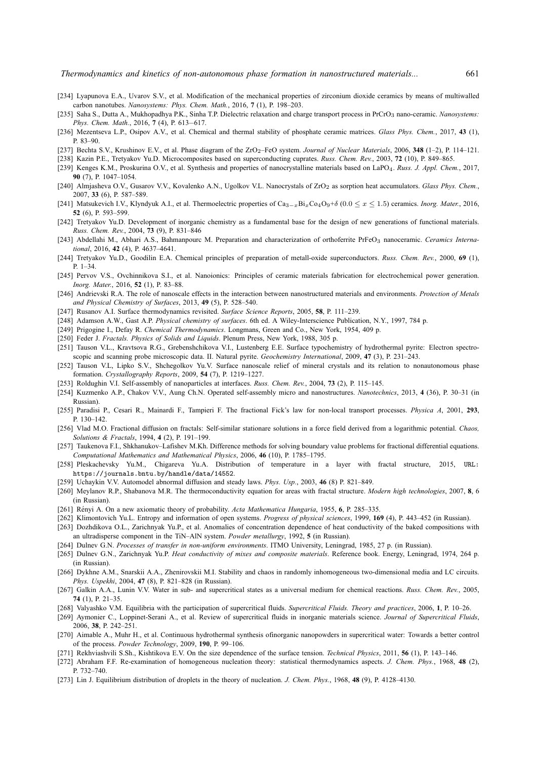[234] Lyapunova E.A., Uvarov S.V., et al. Modification of the mechanical properties of zirconium dioxide ceramics by means of multiwalled carbon nanotubes. *Nanosystems: Phys. Chem. Math.*, 2016, **7** (1), P. 198–203.

[235] Saha S., Dutta A., Mukhopadhya P.K., Sinha T.P. Dielectric relaxation and charge transport process in $PrCrO_3$ nano-ceramic. *Nanosystems: Phys. Chem. Math.*, 2016, **7** (4), P. 613–617.

[236] Mezentseva L.P., Osipov A.V., et al. Chemical and thermal stability of phosphate ceramic matrices. *Glass Phys. Chem.*, 2017, **43** (1), P. 83–90.

[237] Bechta S.V., Krushinov E.V., et al. Phase diagram of the $ZrO_2$–FeO system. *Journal of Nuclear Materials*, 2006, **348** (1–2), P. 114–121.

[238] Kazin P.E., Tretyakov Yu.D. Microcomposites based on superconducting cuprates. *Russ. Chem. Rev.*, 2003, **72** (10), P. 849–865.

[239] Kenges K.M., Proskurina O.V., et al. Synthesis and properties of nanocrystalline materials based on $LaPO_4$. *Russ. J. Appl. Chem.*, 2017, **90** (7), P. 1047–1054.

[240] Almjasheva O.V., Gusarov V.V., Kovalenko A.N., Ugolkov V.L. Nanocrystals of $ZrO_2$ as sorption heat accumulators. *Glass Phys. Chem.*, 2007, **33** (6), P. 587–589.

[241] Matsukevich I.V., Klyndyuk A.I., et al. Thermoelectric properties of $Ca_{3-x}Bi_xCo_4O_9+\delta$ ($0.0 \le x \le 1.5$) ceramics. *Inorg. Mater.*, 2016, **52** (6), P. 593–599.

[242] Tretyakov Yu.D. Development of inorganic chemistry as a fundamental base for the design of new generations of functional materials. *Russ. Chem. Rev.*, 2004, **73** (9), P. 831–846

[243] Abdellahi M., Abhari A.S., Bahmanpourc M. Preparation and characterization of orthoferrite $PrFeO_3$ nanoceramic. *Ceramics International*, 2016, **42** (4), P. 4637–4641.

[244] Tretyakov Yu.D., Goodilin E.A. Chemical principles of preparation of metall-oxide superconductors. *Russ. Chem. Rev.*, 2000, **69** (1), P. 1–34.

[245] Pervov V.S., Ovchinnikova S.I., et al. Nanoionics: Principles of ceramic materials fabrication for electrochemical power generation. *Inorg. Mater.*, 2016, **52** (1), P. 83–88.

[246] Andrievski R.A. The role of nanoscale effects in the interaction between nanostructured materials and environments. *Protection of Metals and Physical Chemistry of Surfaces*, 2013, **49** (5), P. 528–540.

[247] Rusanov A.I. Surface thermodynamics revisited. *Surface Science Reports*, 2005, **58**, P. 111–239.

[248] Adamson A.W., Gast A.P. *Physical chemistry of surfaces*. 6th ed. A Wiley-Interscience Publication, N.Y., 1997, 784 p.

[249] Prigogine I., Defay R. *Chemical Thermodynamics*. Longmans, Green and Co., New York, 1954, 409 p.

[250] Feder J. *Fractals. Physics of Solids and Liquids*. Plenum Press, New York, 1988, 305 p.

[251] Tauson V.L., Kravtsova R.G., Grebenshchikova V.I., Lustenberg E.E. Surface typochemistry of hydrothermal pyrite: Electron spectroscopic and scanning probe microscopic data. II. Natural pyrite. *Geochemistry International*, 2009, **47** (3), P. 231–243.

[252] Tauson V.L, Lipko S.V., Shchegolkov Yu.V. Surface nanoscale relief of mineral crystals and its relation to nonautonomous phase formation. *Crystallography Reports*, 2009, **54** (7), P. 1219–1227.

[253] Roldughin V.I. Self-assembly of nanoparticles at interfaces. *Russ. Chem. Rev.*, 2004, **73** (2), P. 115–145.

[254] Kuzmenko A.P., Chakov V.V., Aung Ch.N. Operated self-assembly micro and nanostructures. *Nanotechnics*, 2013, **4** (36), P. 30–31 (in Russian).

[255] Paradisi P., Cesari R., Mainardi F., Tampieri F. The fractional Fick's law for non-local transport processes. *Physica A*, 2001, **293**, P. 130–142.

[256] Vlad M.O. Fractional diffusion on fractals: Self-similar stationare solutions in a force field derived from a logarithmic potential. *Chaos, Solutions & Fractals*, 1994, **4** (2), P. 191–199.

[257] Taukenova F.I., Shkhanukov–Lafishev M.Kh. Difference methods for solving boundary value problems for fractional differential equations. *Computational Mathematics and Mathematical Physics*, 2006, **46** (10), P. 1785–1795.

[258] Pleskachevsky Yu.M., Chigareva Yu.A. Distribution of temperature in a layer with fractal structure, 2015, URL: https://journals.bntu.by/handle/data/14552.

[259] Uchaykin V.V. Automodel abnormal diffusion and steady laws. *Phys. Usp.*, 2003, **46** (8) P. 821–849.

[260] Meylanov R.P., Shabanova M.R. The thermoconductivity equation for areas with fractal structure. *Modern high technologies*, 2007, **8**, 6 (in Russian).

[261] Rényi A. On a new axiomatic theory of probability. *Acta Mathematica Hungaria*, 1955, **6**, P. 285–335.

[262] Klimontovich Yu.L. Entropy and information of open systems. *Progress of physical sciences*, 1999, **169** (4), P. 443–452 (in Russian).

[263] Dozhdikova O.L., Zarichnyak Yu.P., et al. Anomalies of concentration dependence of heat conductivity of the baked compositions with an ultradisperse component in the TiN–AlN system. *Powder metallurgy*, 1992, **5** (in Russian).

[264] Dulnev G.N. *Processes of transfer in non-uniform environments*. ITMO University, Leningrad, 1985, 27 p. (in Russian).

[265] Dulnev G.N., Zarichnyak Yu.P. *Heat conductivity of mixes and composite materials*. Reference book. Energy, Leningrad, 1974, 264 p. (in Russian).

[266] Dykhne A.M., Snarskii A.A., Zhenirovskii M.I. Stability and chaos in randomly inhomogeneous two-dimensional media and LC circuits. *Phys. Uspekhi*, 2004, **47** (8), P. 821–828 (in Russian).

[267] Galkin A.A., Lunin V.V. Water in sub- and supercritical states as a universal medium for chemical reactions. *Russ. Chem. Rev.*, 2005, **74** (1), P. 21–35.

[268] Valyashko V.M. Equilibria with the participation of supercritical fluids. *Supercritical Fluids. Theory and practices*, 2006, **1**, P. 10–26.

[269] Aymonier C., Loppinet-Serani A., et al. Review of supercritical fluids in inorganic materials science. *Journal of Supercritical Fluids*, 2006, **38**, P. 242–251.

[270] Aimable A., Muhr H., et al. Continuous hydrothermal synthesis ofinorganic nanopowders in supercritical water: Towards a better control of the process. *Powder Technology*, 2009, **190**, P. 99–106.

[271] Rekhviashvili S.Sh., Kishtikova E.V. On the size dependence of the surface tension. *Technical Physics*, 2011, **56** (1), P. 143–146.

[272] Abraham F.F. Re-examination of homogeneous nucleation theory: statistical thermodynamics aspects. *J. Chem. Phys.*, 1968, **48** (2), P. 732–740.

[273] Lin J. Equilibrium distribution of droplets in the theory of nucleation. *J. Chem. Phys.*, 1968, **48** (9), P. 4128–4130.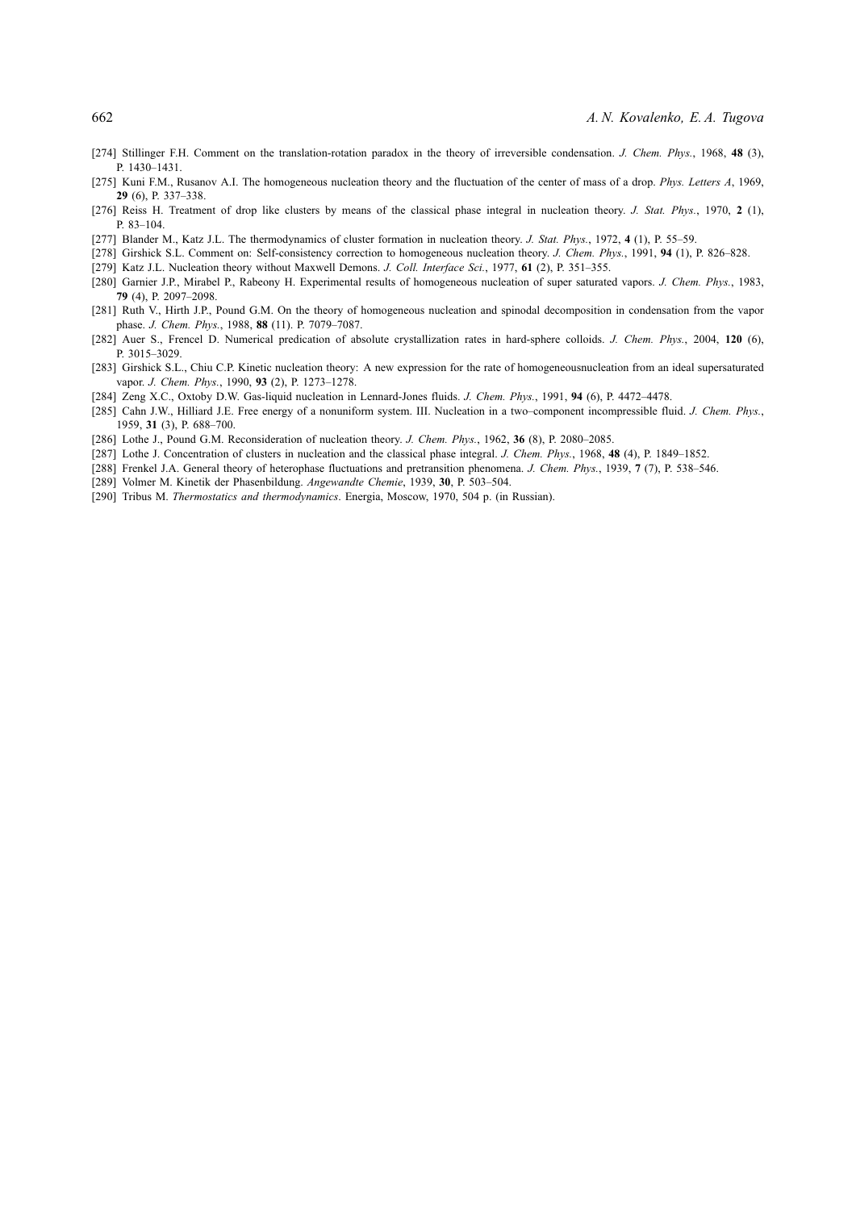[274] Stillinger F.H. Comment on the translation-rotation paradox in the theory of irreversible condensation. *J. Chem. Phys.*, 1968, **48** (3), P. 1430–1431.

[275] Kuni F.M., Rusanov A.I. The homogeneous nucleation theory and the fluctuation of the center of mass of a drop. *Phys. Letters A*, 1969, **29** (6), P. 337–338.

[276] Reiss H. Treatment of drop like clusters by means of the classical phase integral in nucleation theory. *J. Stat. Phys.*, 1970, **2** (1), P. 83–104.

[277] Blander M., Katz J.L. The thermodynamics of cluster formation in nucleation theory. *J. Stat. Phys.*, 1972, **4** (1), P. 55–59.

[278] Girshick S.L. Comment on: Self-consistency correction to homogeneous nucleation theory. *J. Chem. Phys.*, 1991, **94** (1), P. 826–828.

[279] Katz J.L. Nucleation theory without Maxwell Demons. *J. Coll. Interface Sci.*, 1977, **61** (2), P. 351–355.

[280] Garnier J.P., Mirabel P., Rabeony H. Experimental results of homogeneous nucleation of super saturated vapors. *J. Chem. Phys.*, 1983, **79** (4), P. 2097–2098.

[281] Ruth V., Hirth J.P., Pound G.M. On the theory of homogeneous nucleation and spinodal decomposition in condensation from the vapor phase. *J. Chem. Phys.*, 1988, **88** (11). P. 7079–7087.

[282] Auer S., Frencel D. Numerical predication of absolute crystallization rates in hard-sphere colloids. *J. Chem. Phys.*, 2004, **120** (6), P. 3015–3029.

[283] Girshick S.L., Chiu C.P. Kinetic nucleation theory: A new expression for the rate of homogeneousnucleation from an ideal supersaturated vapor. *J. Chem. Phys.*, 1990, **93** (2), P. 1273–1278.

[284] Zeng X.C., Oxtoby D.W. Gas-liquid nucleation in Lennard-Jones fluids. *J. Chem. Phys.*, 1991, **94** (6), P. 4472–4478.

[285] Cahn J.W., Hilliard J.E. Free energy of a nonuniform system. III. Nucleation in a two–component incompressible fluid. *J. Chem. Phys.*, 1959, **31** (3), P. 688–700.

[286] Lothe J., Pound G.M. Reconsideration of nucleation theory. *J. Chem. Phys.*, 1962, **36** (8), P. 2080–2085.

[287] Lothe J. Concentration of clusters in nucleation and the classical phase integral. *J. Chem. Phys.*, 1968, **48** (4), P. 1849–1852.

[288] Frenkel J.A. General theory of heterophase fluctuations and pretransition phenomena. *J. Chem. Phys.*, 1939, **7** (7), P. 538–546.

[289] Volmer M. Kinetik der Phasenbildung. *Angewandte Chemie*, 1939, **30**, P. 503–504.

[290] Tribus M. *Thermostatics and thermodynamics*. Energia, Moscow, 1970, 504 p. (in Russian).